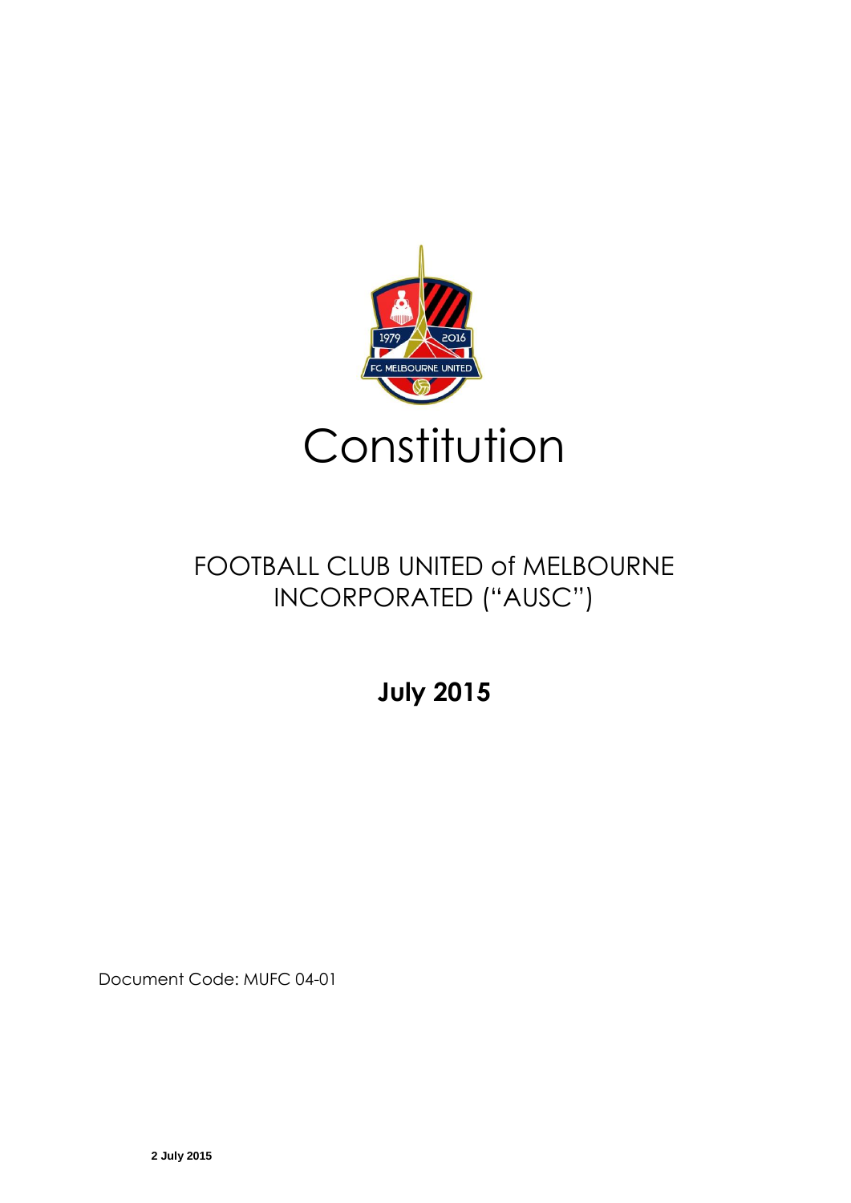# Constitution

## FOOTBALL CLUB UNITED of MELBOURNE INCORPORATED ("AUSC")

**July 2015**

Document Code: MUFC 04-01

**2 July 2015**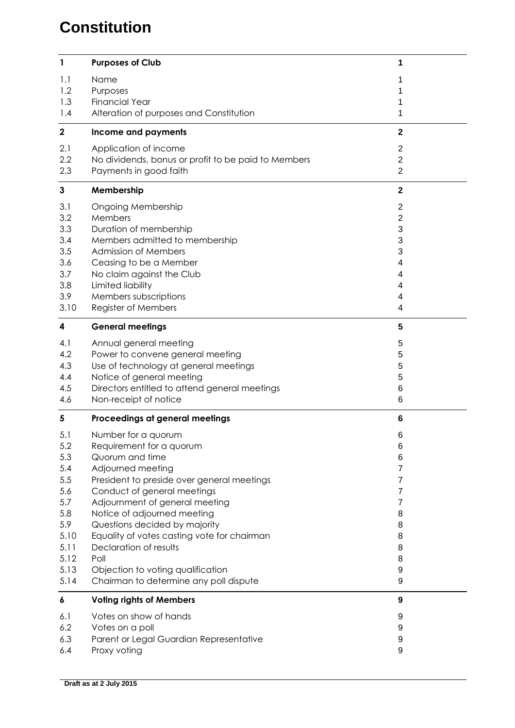# Constitution

| | | |
|---|---|---|
| **1** | **Purposes of Club** | **1** |
| 1.1 | Name | 1 |
| 1.2 | Purposes | 1 |
| 1.3 | Financial Year | 1 |
| 1.4 | Alteration of purposes and Constitution | 1 |
| **2** | **Income and payments** | **2** |
| 2.1 | Application of income | 2 |
| 2.2 | No dividends, bonus or profit to be paid to Members | 2 |
| 2.3 | Payments in good faith | 2 |
| **3** | **Membership** | **2** |
| 3.1 | Ongoing Membership | 2 |
| 3.2 | Members | 2 |
| 3.3 | Duration of membership | 3 |
| 3.4 | Members admitted to membership | 3 |
| 3.5 | Admission of Members | 3 |
| 3.6 | Ceasing to be a Member | 4 |
| 3.7 | No claim against the Club | 4 |
| 3.8 | Limited liability | 4 |
| 3.9 | Members subscriptions | 4 |
| 3.10 | Register of Members | 4 |
| **4** | **General meetings** | **5** |
| 4.1 | Annual general meeting | 5 |
| 4.2 | Power to convene general meeting | 5 |
| 4.3 | Use of technology at general meetings | 5 |
| 4.4 | Notice of general meeting | 5 |
| 4.5 | Directors entitled to attend general meetings | 6 |
| 4.6 | Non-receipt of notice | 6 |
| **5** | **Proceedings at general meetings** | **6** |
| 5.1 | Number for a quorum | 6 |
| 5.2 | Requirement for a quorum | 6 |
| 5.3 | Quorum and time | 6 |
| 5.4 | Adjourned meeting | 7 |
| 5.5 | President to preside over general meetings | 7 |
| 5.6 | Conduct of general meetings | 7 |
| 5.7 | Adjournment of general meeting | 7 |
| 5.8 | Notice of adjourned meeting | 8 |
| 5.9 | Questions decided by majority | 8 |
| 5.10 | Equality of votes casting vote for chairman | 8 |
| 5.11 | Declaration of results | 8 |
| 5.12 | Poll | 8 |
| 5.13 | Objection to voting qualification | 9 |
| 5.14 | Chairman to determine any poll dispute | 9 |
| **6** | **Voting rights of Members** | **9** |
| 6.1 | Votes on show of hands | 9 |
| 6.2 | Votes on a poll | 9 |
| 6.3 | Parent or Legal Guardian Representative | 9 |
| 6.4 | Proxy voting | 9 |

**Draft as at 2 July 2015**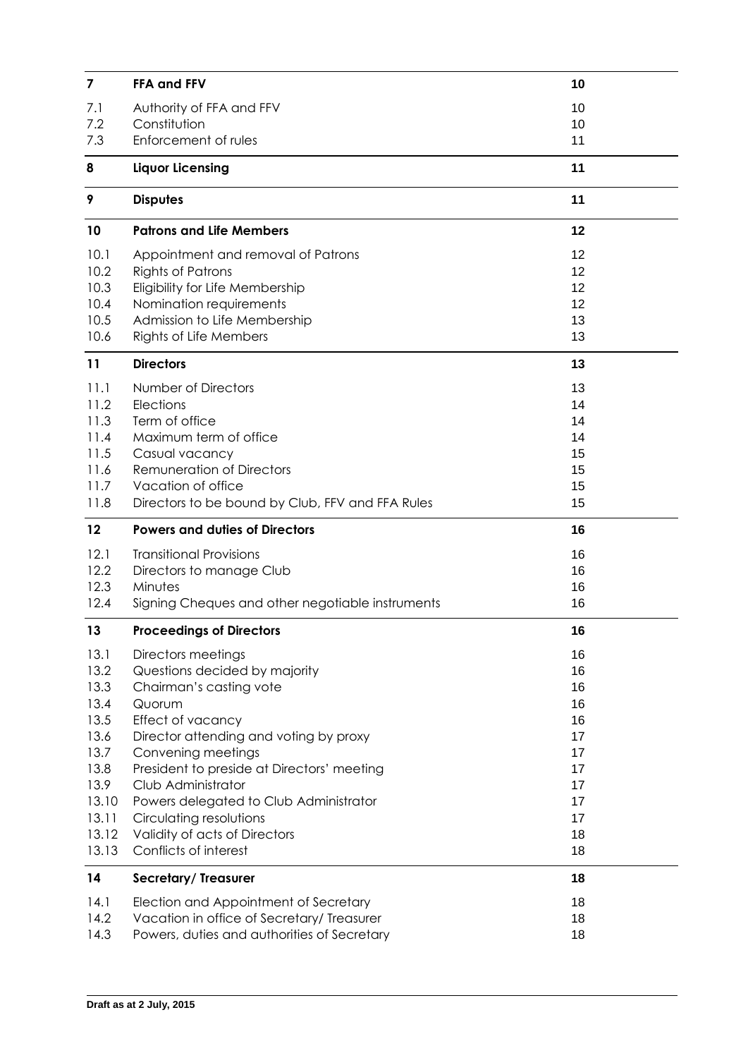| | | |
|---|---|---|
| **7** | **FFA and FFV** | **10** |
| 7.1 | Authority of FFA and FFV | 10 |
| 7.2 | Constitution | 10 |
| 7.3 | Enforcement of rules | 11 |
| **8** | **Liquor Licensing** | **11** |
| **9** | **Disputes** | **11** |
| **10** | **Patrons and Life Members** | **12** |
| 10.1 | Appointment and removal of Patrons | 12 |
| 10.2 | Rights of Patrons | 12 |
| 10.3 | Eligibility for Life Membership | 12 |
| 10.4 | Nomination requirements | 12 |
| 10.5 | Admission to Life Membership | 13 |
| 10.6 | Rights of Life Members | 13 |
| **11** | **Directors** | **13** |
| 11.1 | Number of Directors | 13 |
| 11.2 | Elections | 14 |
| 11.3 | Term of office | 14 |
| 11.4 | Maximum term of office | 14 |
| 11.5 | Casual vacancy | 15 |
| 11.6 | Remuneration of Directors | 15 |
| 11.7 | Vacation of office | 15 |
| 11.8 | Directors to be bound by Club, FFV and FFA Rules | 15 |
| **12** | **Powers and duties of Directors** | **16** |
| 12.1 | Transitional Provisions | 16 |
| 12.2 | Directors to manage Club | 16 |
| 12.3 | Minutes | 16 |
| 12.4 | Signing Cheques and other negotiable instruments | 16 |
| **13** | **Proceedings of Directors** | **16** |
| 13.1 | Directors meetings | 16 |
| 13.2 | Questions decided by majority | 16 |
| 13.3 | Chairman's casting vote | 16 |
| 13.4 | Quorum | 16 |
| 13.5 | Effect of vacancy | 16 |
| 13.6 | Director attending and voting by proxy | 17 |
| 13.7 | Convening meetings | 17 |
| 13.8 | President to preside at Directors' meeting | 17 |
| 13.9 | Club Administrator | 17 |
| 13.10 | Powers delegated to Club Administrator | 17 |
| 13.11 | Circulating resolutions | 17 |
| 13.12 | Validity of acts of Directors | 18 |
| 13.13 | Conflicts of interest | 18 |
| **14** | **Secretary/ Treasurer** | **18** |
| 14.1 | Election and Appointment of Secretary | 18 |
| 14.2 | Vacation in office of Secretary/ Treasurer | 18 |
| 14.3 | Powers, duties and authorities of Secretary | 18 |

**Draft as at 2 July, 2015**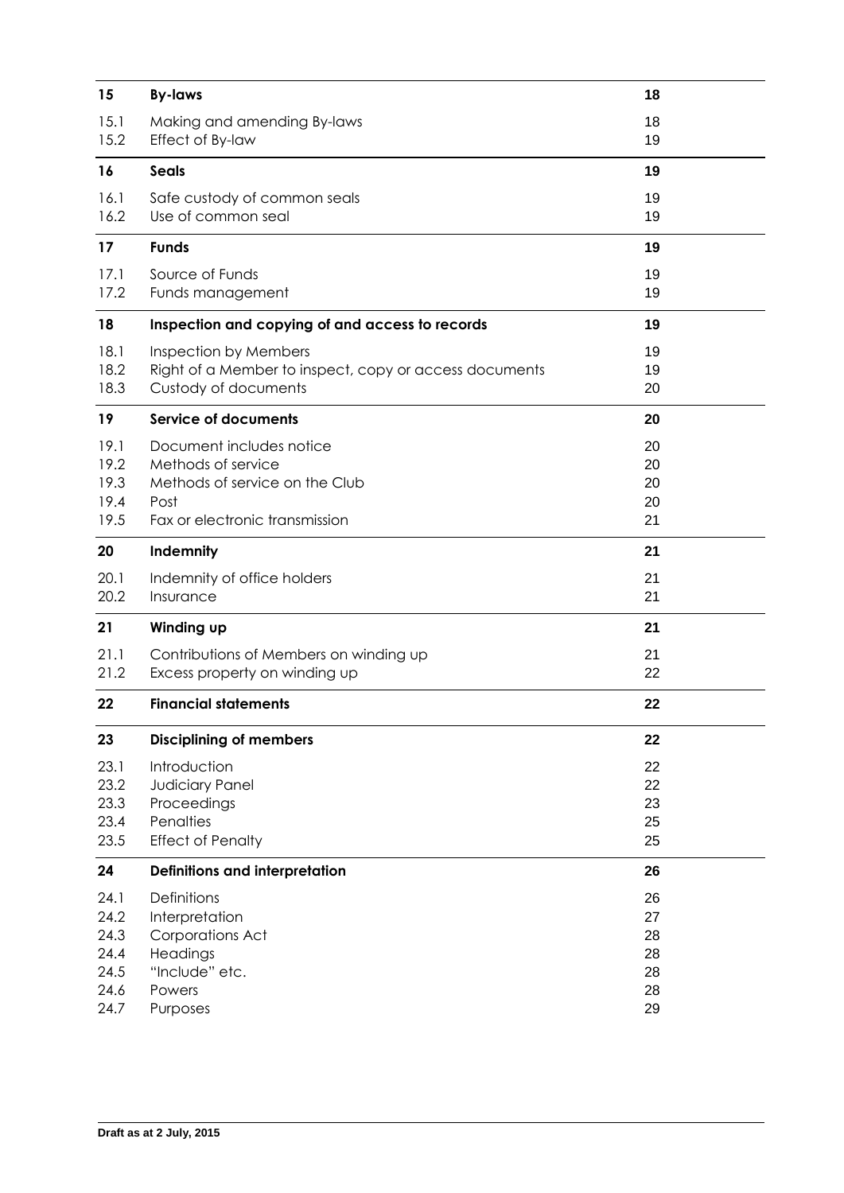| | | |
|---|---|---|
| **15** | **By-laws** | **18** |
| 15.1 | Making and amending By-laws | 18 |
| 15.2 | Effect of By-law | 19 |
| **16** | **Seals** | **19** |
| 16.1 | Safe custody of common seals | 19 |
| 16.2 | Use of common seal | 19 |
| **17** | **Funds** | **19** |
| 17.1 | Source of Funds | 19 |
| 17.2 | Funds management | 19 |
| **18** | **Inspection and copying of and access to records** | **19** |
| 18.1 | Inspection by Members | 19 |
| 18.2 | Right of a Member to inspect, copy or access documents | 19 |
| 18.3 | Custody of documents | 20 |
| **19** | **Service of documents** | **20** |
| 19.1 | Document includes notice | 20 |
| 19.2 | Methods of service | 20 |
| 19.3 | Methods of service on the Club | 20 |
| 19.4 | Post | 20 |
| 19.5 | Fax or electronic transmission | 21 |
| **20** | **Indemnity** | **21** |
| 20.1 | Indemnity of office holders | 21 |
| 20.2 | Insurance | 21 |
| **21** | **Winding up** | **21** |
| 21.1 | Contributions of Members on winding up | 21 |
| 21.2 | Excess property on winding up | 22 |
| **22** | **Financial statements** | **22** |
| **23** | **Disciplining of members** | **22** |
| 23.1 | Introduction | 22 |
| 23.2 | Judiciary Panel | 22 |
| 23.3 | Proceedings | 23 |
| 23.4 | Penalties | 25 |
| 23.5 | Effect of Penalty | 25 |
| **24** | **Definitions and interpretation** | **26** |
| 24.1 | Definitions | 26 |
| 24.2 | Interpretation | 27 |
| 24.3 | Corporations Act | 28 |
| 24.4 | Headings | 28 |
| 24.5 | "Include" etc. | 28 |
| 24.6 | Powers | 28 |
| 24.7 | Purposes | 29 |

**Draft as at 2 July, 2015**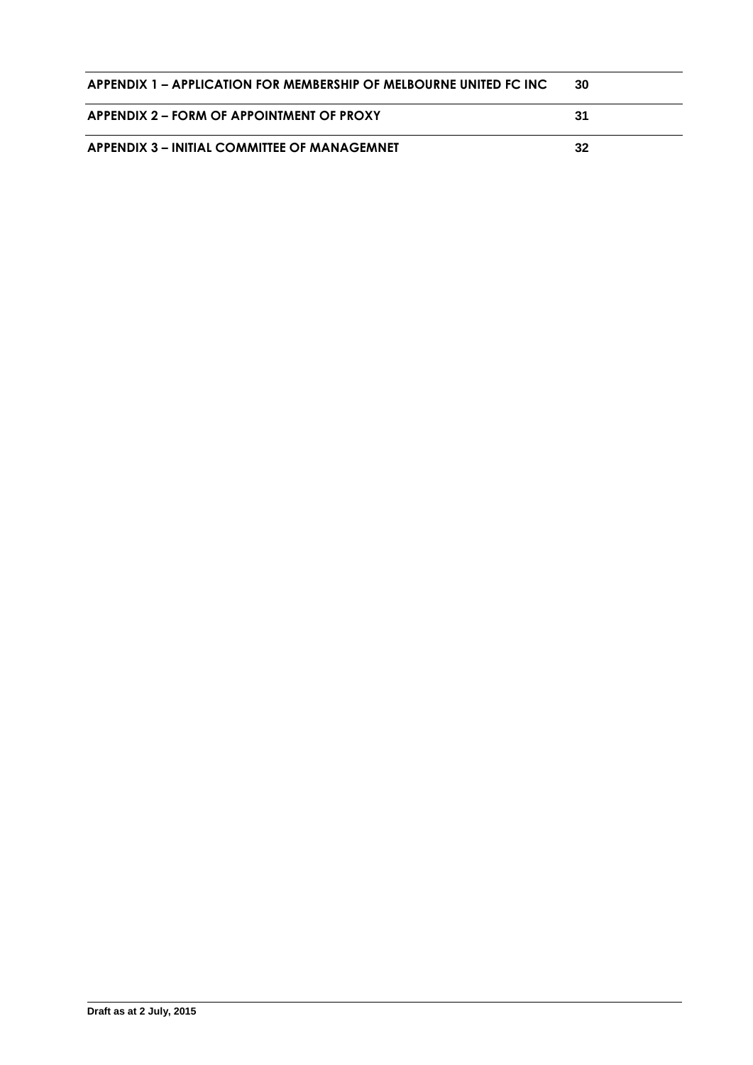| | |
|---|---|
| **APPENDIX 1 – APPLICATION FOR MEMBERSHIP OF MELBOURNE UNITED FC INC** | **30** |
| **APPENDIX 2 – FORM OF APPOINTMENT OF PROXY** | **31** |
| **APPENDIX 3 – INITIAL COMMITTEE OF MANAGEMNET** | **32** |

**Draft as at 2 July, 2015**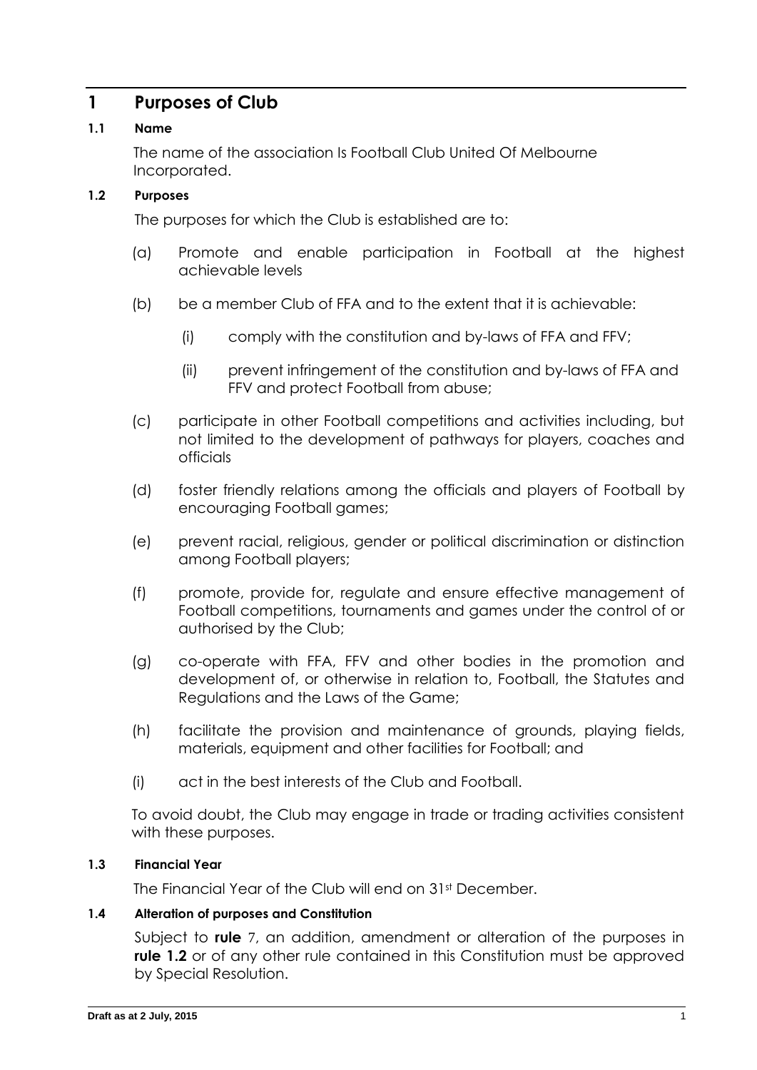# 1 Purposes of Club

### 1.1 Name

The name of the association Is Football Club United Of Melbourne Incorporated.

### 1.2 Purposes

The purposes for which the Club is established are to:

(a) Promote and enable participation in Football at the highest achievable levels

(b) be a member Club of FFA and to the extent that it is achievable:

  (i) comply with the constitution and by-laws of FFA and FFV;

  (ii) prevent infringement of the constitution and by-laws of FFA and FFV and protect Football from abuse;

(c) participate in other Football competitions and activities including, but not limited to the development of pathways for players, coaches and officials

(d) foster friendly relations among the officials and players of Football by encouraging Football games;

(e) prevent racial, religious, gender or political discrimination or distinction among Football players;

(f) promote, provide for, regulate and ensure effective management of Football competitions, tournaments and games under the control of or authorised by the Club;

(g) co-operate with FFA, FFV and other bodies in the promotion and development of, or otherwise in relation to, Football, the Statutes and Regulations and the Laws of the Game;

(h) facilitate the provision and maintenance of grounds, playing fields, materials, equipment and other facilities for Football; and

(i) act in the best interests of the Club and Football.

To avoid doubt, the Club may engage in trade or trading activities consistent with these purposes.

### 1.3 Financial Year

The Financial Year of the Club will end on 31st December.

### 1.4 Alteration of purposes and Constitution

Subject to **rule** 7, an addition, amendment or alteration of the purposes in **rule 1.2** or of any other rule contained in this Constitution must be approved by Special Resolution.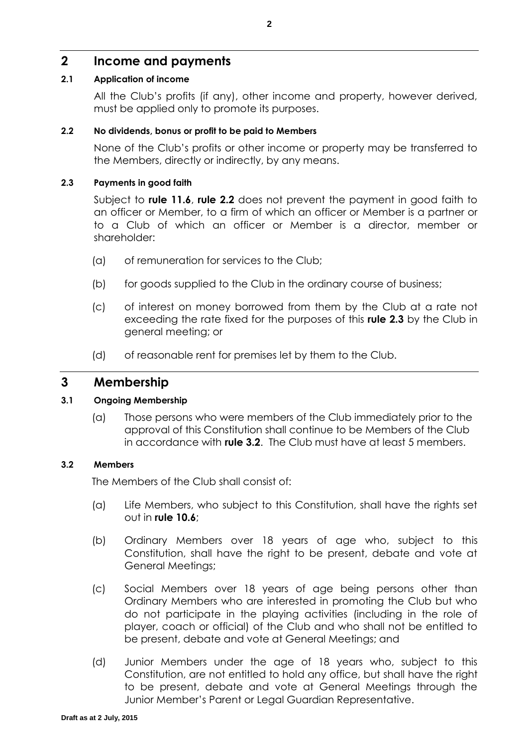## 2 Income and payments

### 2.1 Application of income

All the Club's profits (if any), other income and property, however derived, must be applied only to promote its purposes.

### 2.2 No dividends, bonus or profit to be paid to Members

None of the Club's profits or other income or property may be transferred to the Members, directly or indirectly, by any means.

### 2.3 Payments in good faith

Subject to **rule 11.6**, **rule 2.2** does not prevent the payment in good faith to an officer or Member, to a firm of which an officer or Member is a partner or to a Club of which an officer or Member is a director, member or shareholder:

(a) of remuneration for services to the Club;

(b) for goods supplied to the Club in the ordinary course of business;

(c) of interest on money borrowed from them by the Club at a rate not exceeding the rate fixed for the purposes of this **rule 2.3** by the Club in general meeting; or

(d) of reasonable rent for premises let by them to the Club.

## 3 Membership

### 3.1 Ongoing Membership

(a) Those persons who were members of the Club immediately prior to the approval of this Constitution shall continue to be Members of the Club in accordance with **rule 3.2**. The Club must have at least 5 members.

### 3.2 Members

The Members of the Club shall consist of:

(a) Life Members, who subject to this Constitution, shall have the rights set out in **rule 10.6**;

(b) Ordinary Members over 18 years of age who, subject to this Constitution, shall have the right to be present, debate and vote at General Meetings;

(c) Social Members over 18 years of age being persons other than Ordinary Members who are interested in promoting the Club but who do not participate in the playing activities (including in the role of player, coach or official) of the Club and who shall not be entitled to be present, debate and vote at General Meetings; and

(d) Junior Members under the age of 18 years who, subject to this Constitution, are not entitled to hold any office, but shall have the right to be present, debate and vote at General Meetings through the Junior Member's Parent or Legal Guardian Representative.

Draft as at 2 July, 2015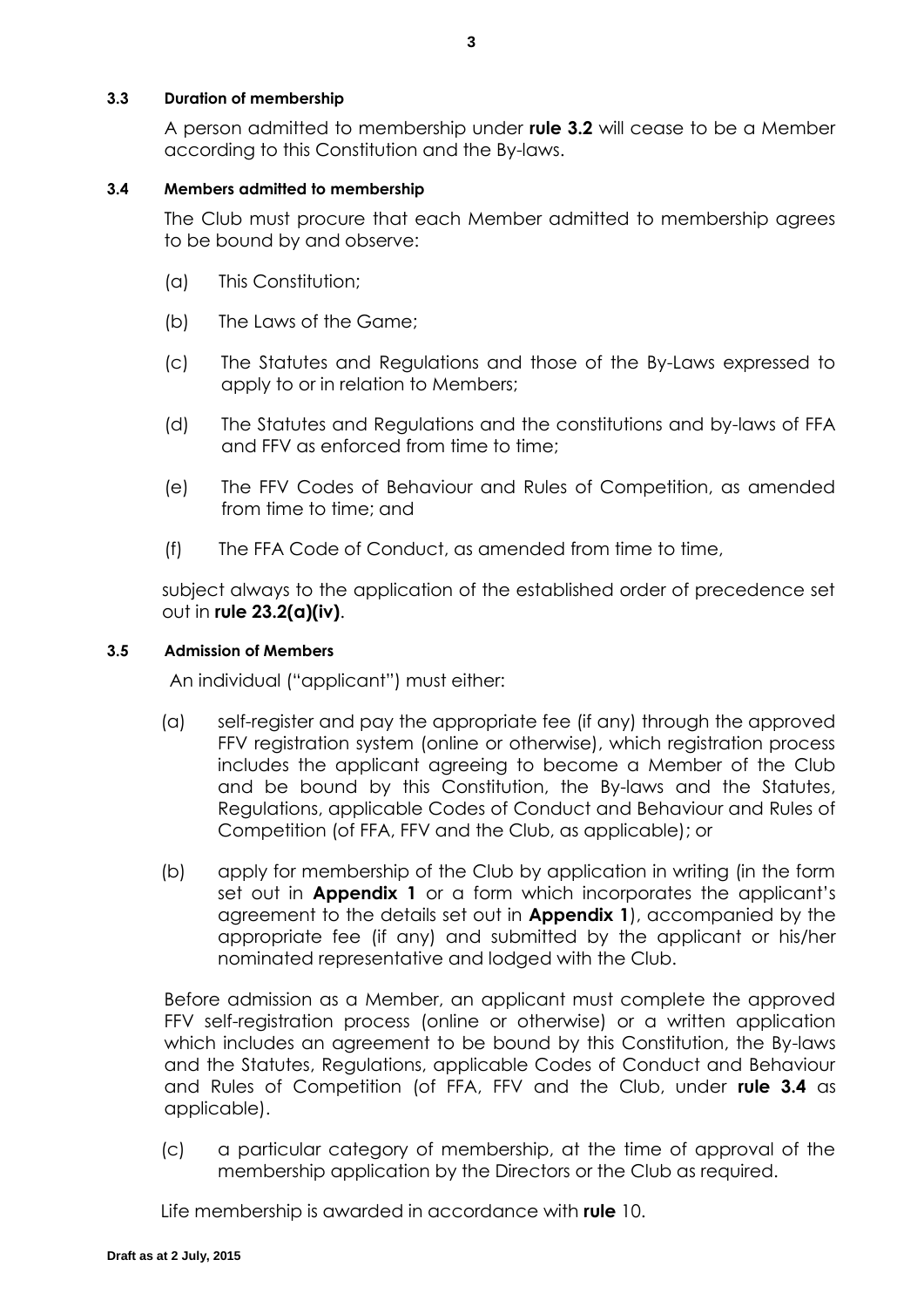### 3.3 Duration of membership

A person admitted to membership under **rule 3.2** will cease to be a Member according to this Constitution and the By-laws.

### 3.4 Members admitted to membership

The Club must procure that each Member admitted to membership agrees to be bound by and observe:

(a) This Constitution;

(b) The Laws of the Game;

(c) The Statutes and Regulations and those of the By-Laws expressed to apply to or in relation to Members;

(d) The Statutes and Regulations and the constitutions and by-laws of FFA and FFV as enforced from time to time;

(e) The FFV Codes of Behaviour and Rules of Competition, as amended from time to time; and

(f) The FFA Code of Conduct, as amended from time to time,

subject always to the application of the established order of precedence set out in **rule 23.2(a)(iv)**.

### 3.5 Admission of Members

An individual ("applicant") must either:

(a) self-register and pay the appropriate fee (if any) through the approved FFV registration system (online or otherwise), which registration process includes the applicant agreeing to become a Member of the Club and be bound by this Constitution, the By-laws and the Statutes, Regulations, applicable Codes of Conduct and Behaviour and Rules of Competition (of FFA, FFV and the Club, as applicable); or

(b) apply for membership of the Club by application in writing (in the form set out in **Appendix 1** or a form which incorporates the applicant's agreement to the details set out in **Appendix 1**), accompanied by the appropriate fee (if any) and submitted by the applicant or his/her nominated representative and lodged with the Club.

Before admission as a Member, an applicant must complete the approved FFV self-registration process (online or otherwise) or a written application which includes an agreement to be bound by this Constitution, the By-laws and the Statutes, Regulations, applicable Codes of Conduct and Behaviour and Rules of Competition (of FFA, FFV and the Club, under **rule 3.4** as applicable).

(c) a particular category of membership, at the time of approval of the membership application by the Directors or the Club as required.

Life membership is awarded in accordance with **rule** 10.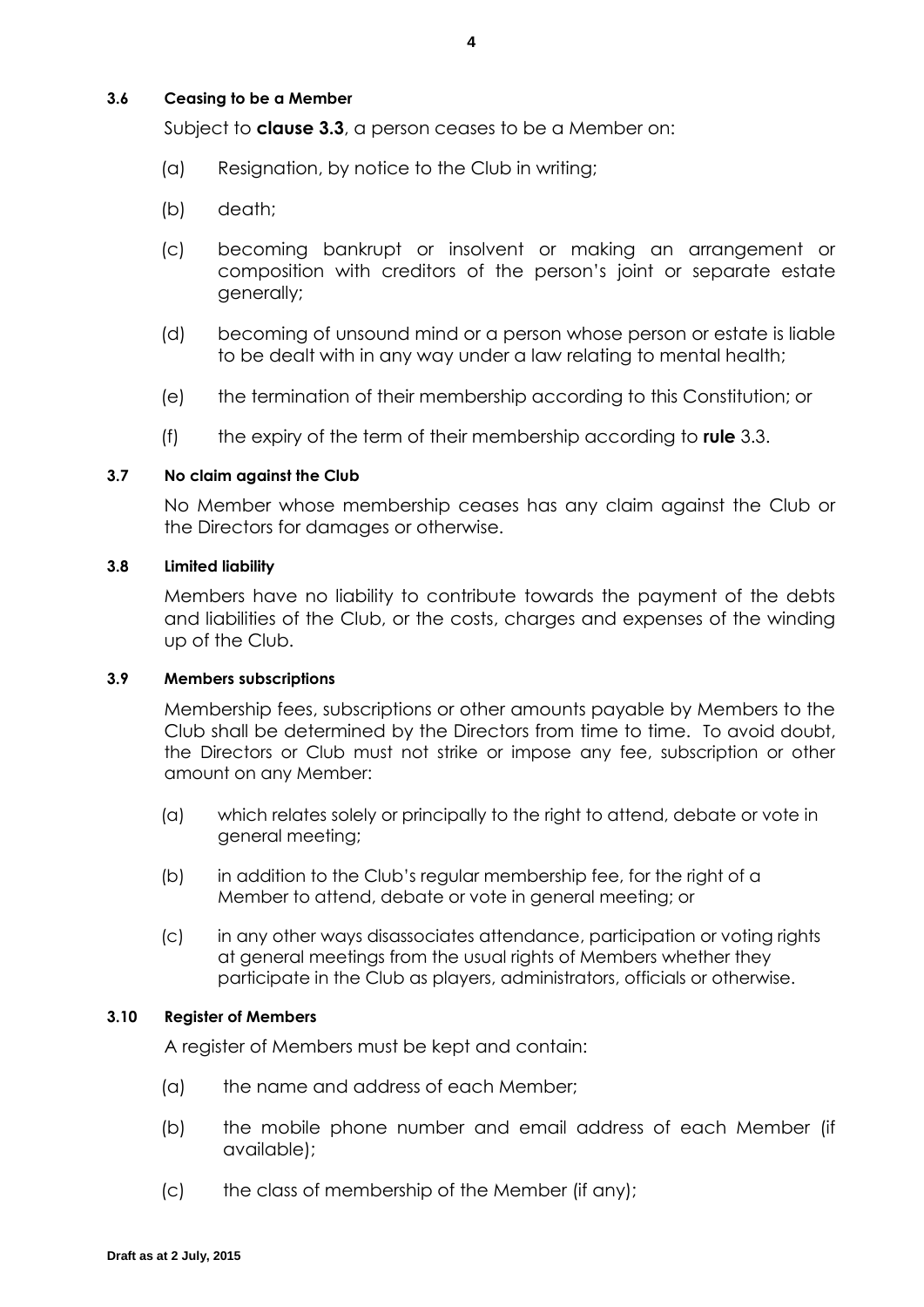### 3.6 Ceasing to be a Member

Subject to **clause 3.3**, a person ceases to be a Member on:

(a) Resignation, by notice to the Club in writing;

(b) death;

(c) becoming bankrupt or insolvent or making an arrangement or composition with creditors of the person's joint or separate estate generally;

(d) becoming of unsound mind or a person whose person or estate is liable to be dealt with in any way under a law relating to mental health;

(e) the termination of their membership according to this Constitution; or

(f) the expiry of the term of their membership according to **rule** 3.3.

### 3.7 No claim against the Club

No Member whose membership ceases has any claim against the Club or the Directors for damages or otherwise.

### 3.8 Limited liability

Members have no liability to contribute towards the payment of the debts and liabilities of the Club, or the costs, charges and expenses of the winding up of the Club.

### 3.9 Members subscriptions

Membership fees, subscriptions or other amounts payable by Members to the Club shall be determined by the Directors from time to time. To avoid doubt, the Directors or Club must not strike or impose any fee, subscription or other amount on any Member:

(a) which relates solely or principally to the right to attend, debate or vote in general meeting;

(b) in addition to the Club's regular membership fee, for the right of a Member to attend, debate or vote in general meeting; or

(c) in any other ways disassociates attendance, participation or voting rights at general meetings from the usual rights of Members whether they participate in the Club as players, administrators, officials or otherwise.

### 3.10 Register of Members

A register of Members must be kept and contain:

(a) the name and address of each Member;

(b) the mobile phone number and email address of each Member (if available);

(c) the class of membership of the Member (if any);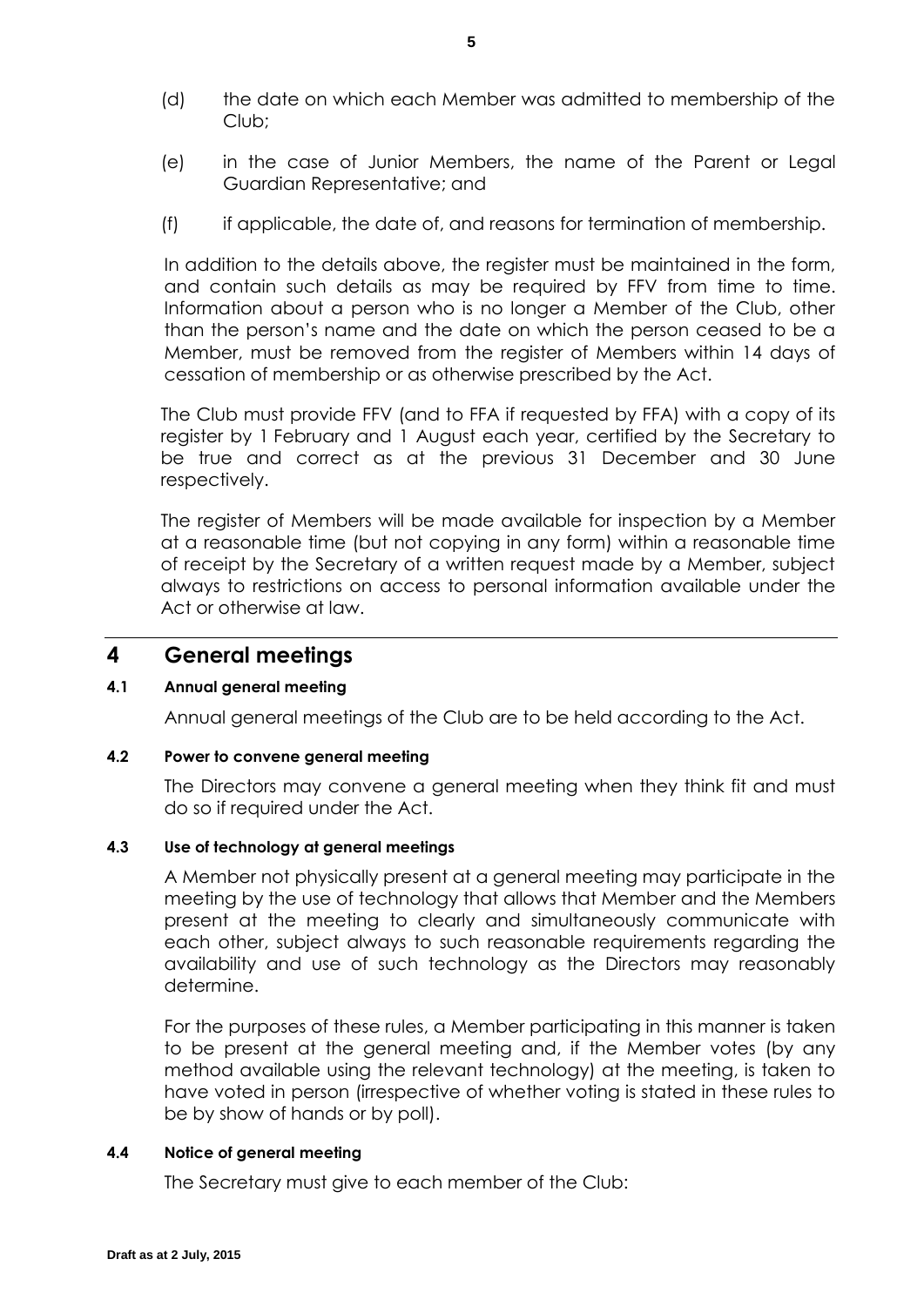(d) the date on which each Member was admitted to membership of the Club;

(e) in the case of Junior Members, the name of the Parent or Legal Guardian Representative; and

(f) if applicable, the date of, and reasons for termination of membership.

In addition to the details above, the register must be maintained in the form, and contain such details as may be required by FFV from time to time. Information about a person who is no longer a Member of the Club, other than the person's name and the date on which the person ceased to be a Member, must be removed from the register of Members within 14 days of cessation of membership or as otherwise prescribed by the Act.

The Club must provide FFV (and to FFA if requested by FFA) with a copy of its register by 1 February and 1 August each year, certified by the Secretary to be true and correct as at the previous 31 December and 30 June respectively.

The register of Members will be made available for inspection by a Member at a reasonable time (but not copying in any form) within a reasonable time of receipt by the Secretary of a written request made by a Member, subject always to restrictions on access to personal information available under the Act or otherwise at law.

# 4 General meetings

### 4.1 Annual general meeting

Annual general meetings of the Club are to be held according to the Act.

### 4.2 Power to convene general meeting

The Directors may convene a general meeting when they think fit and must do so if required under the Act.

### 4.3 Use of technology at general meetings

A Member not physically present at a general meeting may participate in the meeting by the use of technology that allows that Member and the Members present at the meeting to clearly and simultaneously communicate with each other, subject always to such reasonable requirements regarding the availability and use of such technology as the Directors may reasonably determine.

For the purposes of these rules, a Member participating in this manner is taken to be present at the general meeting and, if the Member votes (by any method available using the relevant technology) at the meeting, is taken to have voted in person (irrespective of whether voting is stated in these rules to be by show of hands or by poll).

### 4.4 Notice of general meeting

The Secretary must give to each member of the Club: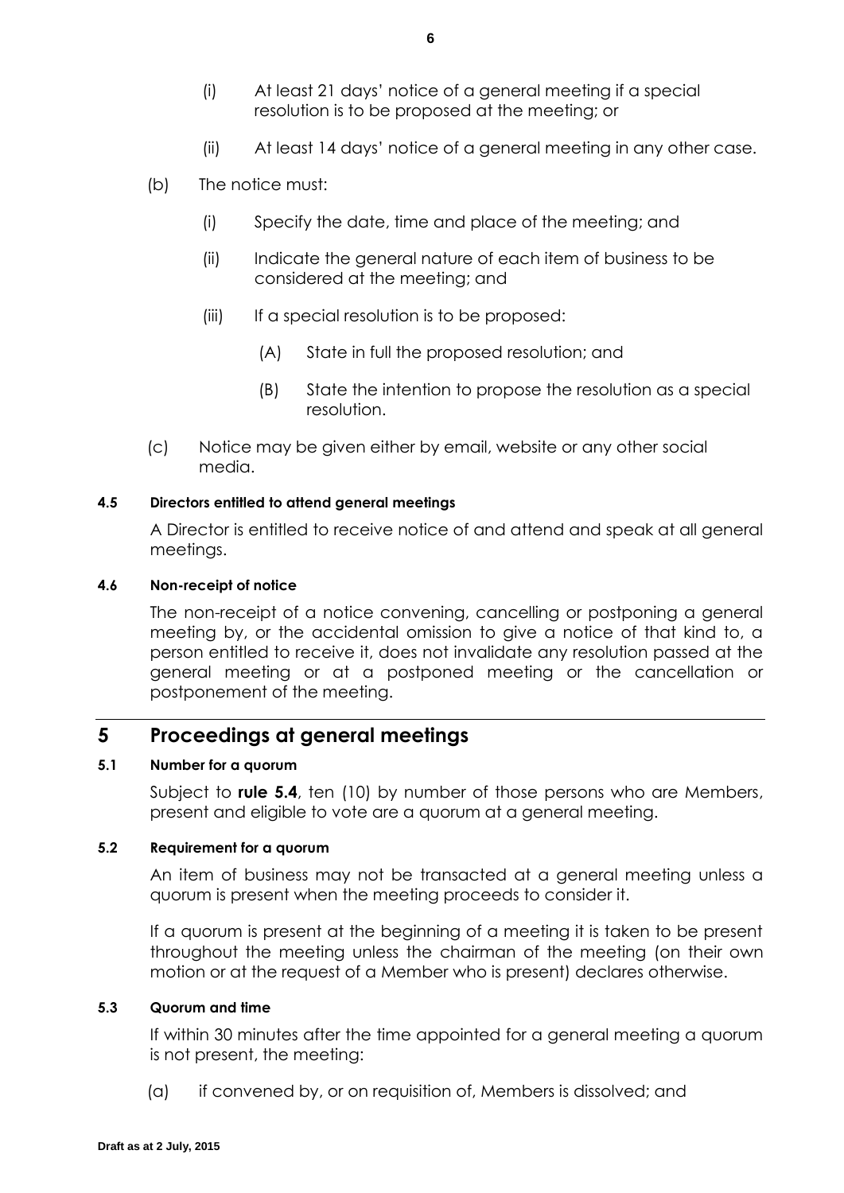(i) At least 21 days' notice of a general meeting if a special resolution is to be proposed at the meeting; or

(ii) At least 14 days' notice of a general meeting in any other case.

(b) The notice must:

(i) Specify the date, time and place of the meeting; and

(ii) Indicate the general nature of each item of business to be considered at the meeting; and

(iii) If a special resolution is to be proposed:

(A) State in full the proposed resolution; and

(B) State the intention to propose the resolution as a special resolution.

(c) Notice may be given either by email, website or any other social media.

#### 4.5 Directors entitled to attend general meetings

A Director is entitled to receive notice of and attend and speak at all general meetings.

#### 4.6 Non-receipt of notice

The non-receipt of a notice convening, cancelling or postponing a general meeting by, or the accidental omission to give a notice of that kind to, a person entitled to receive it, does not invalidate any resolution passed at the general meeting or at a postponed meeting or the cancellation or postponement of the meeting.

## 5 Proceedings at general meetings

#### 5.1 Number for a quorum

Subject to **rule 5.4**, ten (10) by number of those persons who are Members, present and eligible to vote are a quorum at a general meeting.

#### 5.2 Requirement for a quorum

An item of business may not be transacted at a general meeting unless a quorum is present when the meeting proceeds to consider it.

If a quorum is present at the beginning of a meeting it is taken to be present throughout the meeting unless the chairman of the meeting (on their own motion or at the request of a Member who is present) declares otherwise.

#### 5.3 Quorum and time

If within 30 minutes after the time appointed for a general meeting a quorum is not present, the meeting:

(a) if convened by, or on requisition of, Members is dissolved; and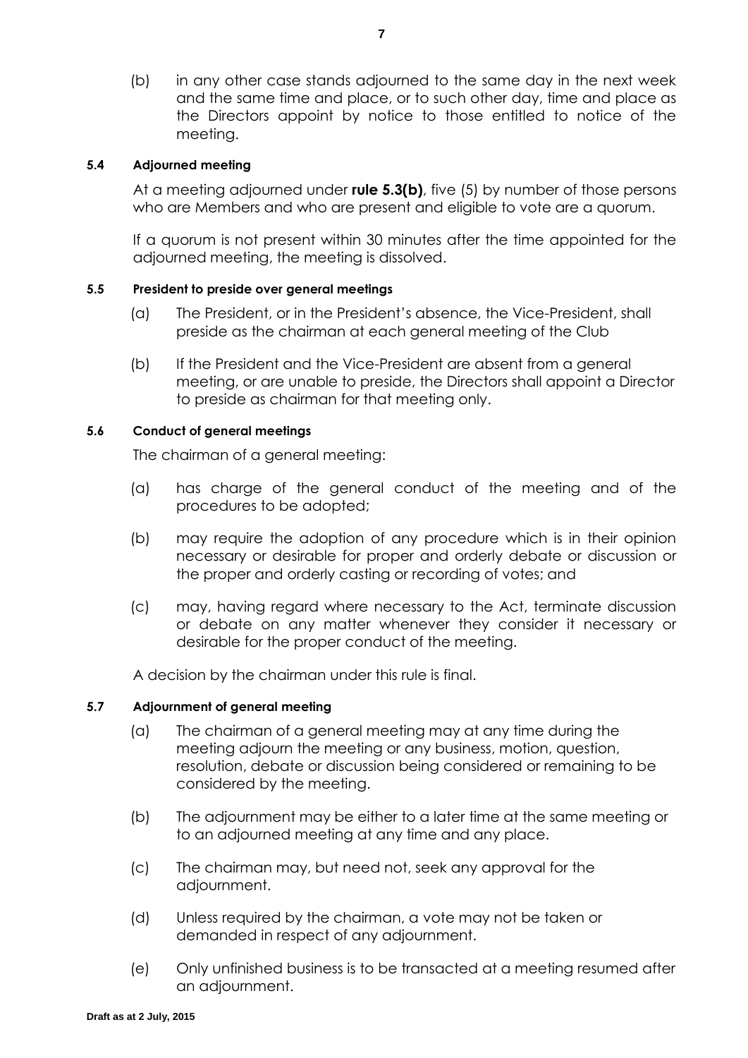(b) in any other case stands adjourned to the same day in the next week and the same time and place, or to such other day, time and place as the Directors appoint by notice to those entitled to notice of the meeting.

#### 5.4 Adjourned meeting

At a meeting adjourned under **rule 5.3(b)**, five (5) by number of those persons who are Members and who are present and eligible to vote are a quorum.

If a quorum is not present within 30 minutes after the time appointed for the adjourned meeting, the meeting is dissolved.

#### 5.5 President to preside over general meetings

(a) The President, or in the President's absence, the Vice-President, shall preside as the chairman at each general meeting of the Club

(b) If the President and the Vice-President are absent from a general meeting, or are unable to preside, the Directors shall appoint a Director to preside as chairman for that meeting only.

#### 5.6 Conduct of general meetings

The chairman of a general meeting:

(a) has charge of the general conduct of the meeting and of the procedures to be adopted;

(b) may require the adoption of any procedure which is in their opinion necessary or desirable for proper and orderly debate or discussion or the proper and orderly casting or recording of votes; and

(c) may, having regard where necessary to the Act, terminate discussion or debate on any matter whenever they consider it necessary or desirable for the proper conduct of the meeting.

A decision by the chairman under this rule is final.

#### 5.7 Adjournment of general meeting

(a) The chairman of a general meeting may at any time during the meeting adjourn the meeting or any business, motion, question, resolution, debate or discussion being considered or remaining to be considered by the meeting.

(b) The adjournment may be either to a later time at the same meeting or to an adjourned meeting at any time and any place.

(c) The chairman may, but need not, seek any approval for the adjournment.

(d) Unless required by the chairman, a vote may not be taken or demanded in respect of any adjournment.

(e) Only unfinished business is to be transacted at a meeting resumed after an adjournment.

**Draft as at 2 July, 2015**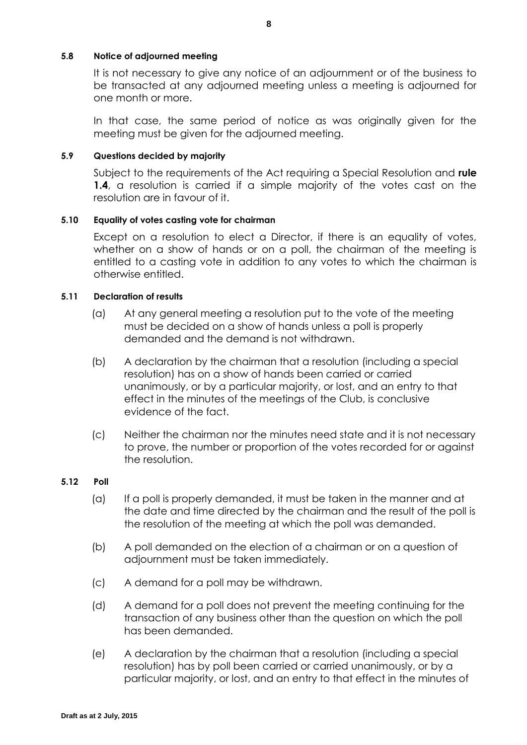#### 5.8 Notice of adjourned meeting

It is not necessary to give any notice of an adjournment or of the business to be transacted at any adjourned meeting unless a meeting is adjourned for one month or more.

In that case, the same period of notice as was originally given for the meeting must be given for the adjourned meeting.

#### 5.9 Questions decided by majority

Subject to the requirements of the Act requiring a Special Resolution and **rule 1.4**, a resolution is carried if a simple majority of the votes cast on the resolution are in favour of it.

#### 5.10 Equality of votes casting vote for chairman

Except on a resolution to elect a Director, if there is an equality of votes, whether on a show of hands or on a poll, the chairman of the meeting is entitled to a casting vote in addition to any votes to which the chairman is otherwise entitled.

#### 5.11 Declaration of results

(a) At any general meeting a resolution put to the vote of the meeting must be decided on a show of hands unless a poll is properly demanded and the demand is not withdrawn.

(b) A declaration by the chairman that a resolution (including a special resolution) has on a show of hands been carried or carried unanimously, or by a particular majority, or lost, and an entry to that effect in the minutes of the meetings of the Club, is conclusive evidence of the fact.

(c) Neither the chairman nor the minutes need state and it is not necessary to prove, the number or proportion of the votes recorded for or against the resolution.

#### 5.12 Poll

(a) If a poll is properly demanded, it must be taken in the manner and at the date and time directed by the chairman and the result of the poll is the resolution of the meeting at which the poll was demanded.

(b) A poll demanded on the election of a chairman or on a question of adjournment must be taken immediately.

(c) A demand for a poll may be withdrawn.

(d) A demand for a poll does not prevent the meeting continuing for the transaction of any business other than the question on which the poll has been demanded.

(e) A declaration by the chairman that a resolution (including a special resolution) has by poll been carried or carried unanimously, or by a particular majority, or lost, and an entry to that effect in the minutes of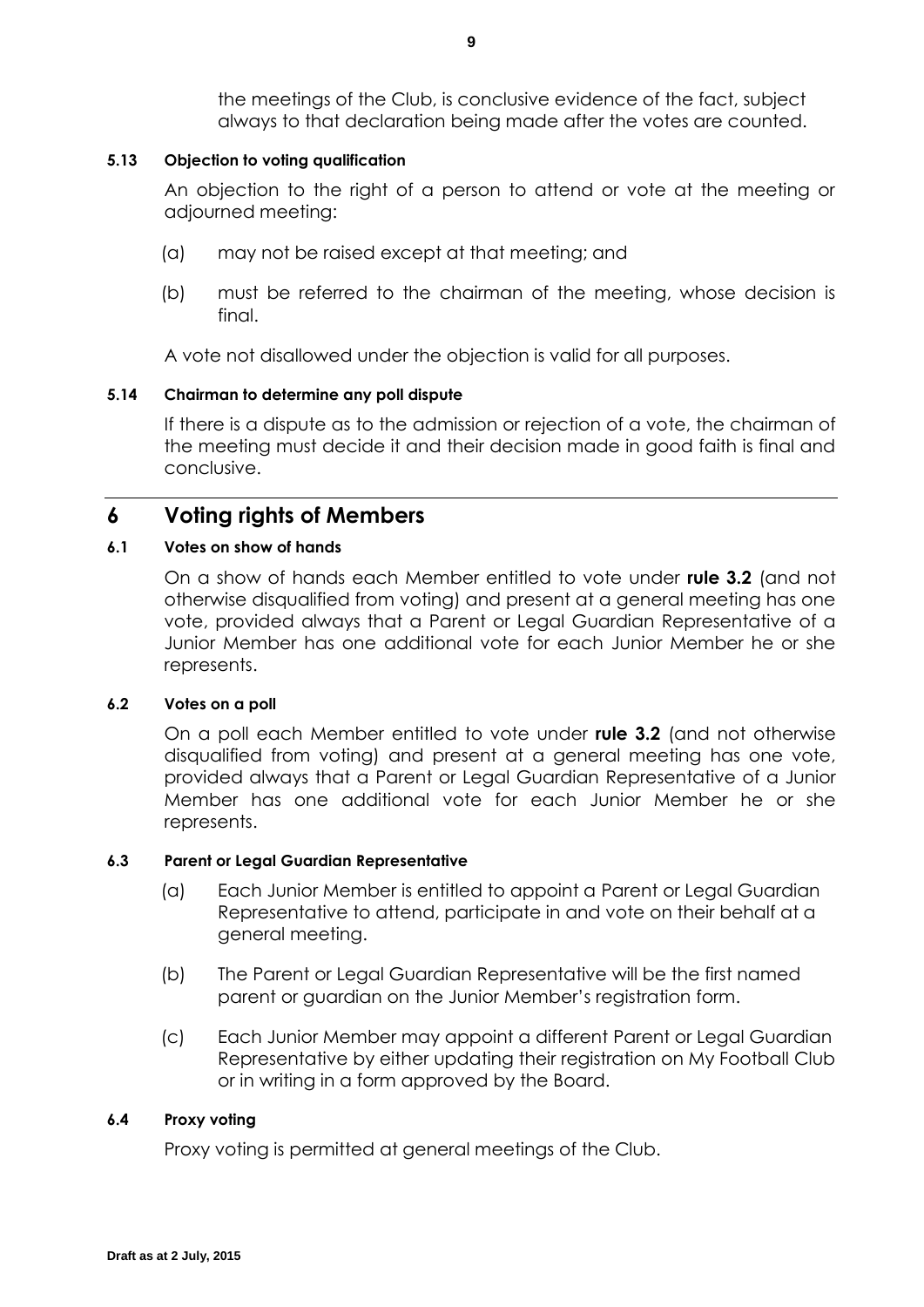the meetings of the Club, is conclusive evidence of the fact, subject always to that declaration being made after the votes are counted.

#### 5.13 Objection to voting qualification

An objection to the right of a person to attend or vote at the meeting or adjourned meeting:

(a) may not be raised except at that meeting; and

(b) must be referred to the chairman of the meeting, whose decision is final.

A vote not disallowed under the objection is valid for all purposes.

#### 5.14 Chairman to determine any poll dispute

If there is a dispute as to the admission or rejection of a vote, the chairman of the meeting must decide it and their decision made in good faith is final and conclusive.

## 6 Voting rights of Members

#### 6.1 Votes on show of hands

On a show of hands each Member entitled to vote under **rule 3.2** (and not otherwise disqualified from voting) and present at a general meeting has one vote, provided always that a Parent or Legal Guardian Representative of a Junior Member has one additional vote for each Junior Member he or she represents.

#### 6.2 Votes on a poll

On a poll each Member entitled to vote under **rule 3.2** (and not otherwise disqualified from voting) and present at a general meeting has one vote, provided always that a Parent or Legal Guardian Representative of a Junior Member has one additional vote for each Junior Member he or she represents.

#### 6.3 Parent or Legal Guardian Representative

(a) Each Junior Member is entitled to appoint a Parent or Legal Guardian Representative to attend, participate in and vote on their behalf at a general meeting.

(b) The Parent or Legal Guardian Representative will be the first named parent or guardian on the Junior Member's registration form.

(c) Each Junior Member may appoint a different Parent or Legal Guardian Representative by either updating their registration on My Football Club or in writing in a form approved by the Board.

#### 6.4 Proxy voting

Proxy voting is permitted at general meetings of the Club.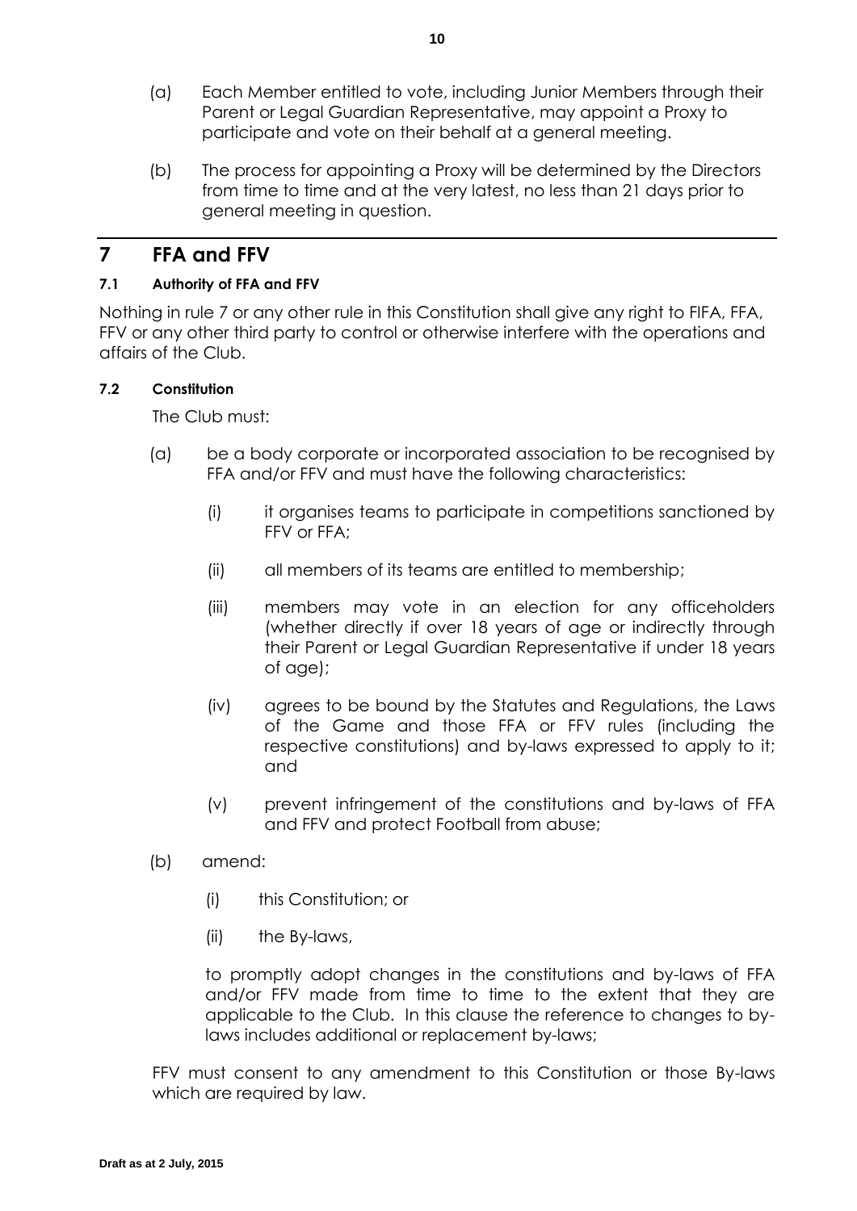(a) Each Member entitled to vote, including Junior Members through their Parent or Legal Guardian Representative, may appoint a Proxy to participate and vote on their behalf at a general meeting.

(b) The process for appointing a Proxy will be determined by the Directors from time to time and at the very latest, no less than 21 days prior to general meeting in question.

# 7 FFA and FFV

### 7.1 Authority of FFA and FFV

Nothing in rule 7 or any other rule in this Constitution shall give any right to FIFA, FFA, FFV or any other third party to control or otherwise interfere with the operations and affairs of the Club.

### 7.2 Constitution

The Club must:

(a) be a body corporate or incorporated association to be recognised by FFA and/or FFV and must have the following characteristics:

(i) it organises teams to participate in competitions sanctioned by FFV or FFA;

(ii) all members of its teams are entitled to membership;

(iii) members may vote in an election for any officeholders (whether directly if over 18 years of age or indirectly through their Parent or Legal Guardian Representative if under 18 years of age);

(iv) agrees to be bound by the Statutes and Regulations, the Laws of the Game and those FFA or FFV rules (including the respective constitutions) and by-laws expressed to apply to it; and

(v) prevent infringement of the constitutions and by-laws of FFA and FFV and protect Football from abuse;

(b) amend:

(i) this Constitution; or

(ii) the By-laws,

to promptly adopt changes in the constitutions and by-laws of FFA and/or FFV made from time to time to the extent that they are applicable to the Club. In this clause the reference to changes to by-laws includes additional or replacement by-laws;

FFV must consent to any amendment to this Constitution or those By-laws which are required by law.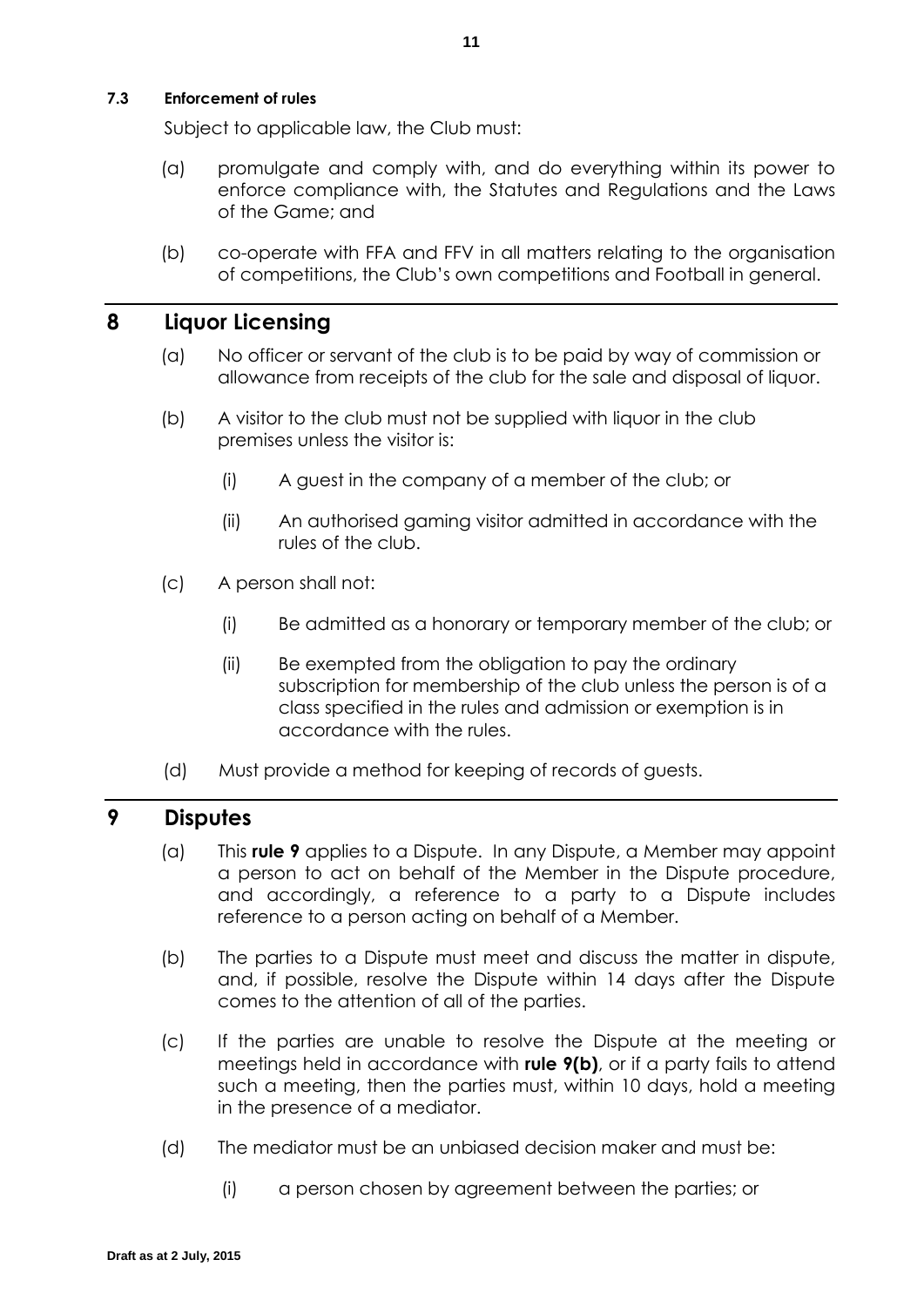#### 7.3 Enforcement of rules

Subject to applicable law, the Club must:

(a) promulgate and comply with, and do everything within its power to enforce compliance with, the Statutes and Regulations and the Laws of the Game; and

(b) co-operate with FFA and FFV in all matters relating to the organisation of competitions, the Club's own competitions and Football in general.

## 8 Liquor Licensing

(a) No officer or servant of the club is to be paid by way of commission or allowance from receipts of the club for the sale and disposal of liquor.

(b) A visitor to the club must not be supplied with liquor in the club premises unless the visitor is:

 (i) A guest in the company of a member of the club; or

 (ii) An authorised gaming visitor admitted in accordance with the rules of the club.

(c) A person shall not:

 (i) Be admitted as a honorary or temporary member of the club; or

 (ii) Be exempted from the obligation to pay the ordinary subscription for membership of the club unless the person is of a class specified in the rules and admission or exemption is in accordance with the rules.

(d) Must provide a method for keeping of records of guests.

## 9 Disputes

(a) This **rule 9** applies to a Dispute. In any Dispute, a Member may appoint a person to act on behalf of the Member in the Dispute procedure, and accordingly, a reference to a party to a Dispute includes reference to a person acting on behalf of a Member.

(b) The parties to a Dispute must meet and discuss the matter in dispute, and, if possible, resolve the Dispute within 14 days after the Dispute comes to the attention of all of the parties.

(c) If the parties are unable to resolve the Dispute at the meeting or meetings held in accordance with **rule 9(b)**, or if a party fails to attend such a meeting, then the parties must, within 10 days, hold a meeting in the presence of a mediator.

(d) The mediator must be an unbiased decision maker and must be:

 (i) a person chosen by agreement between the parties; or

**Draft as at 2 July, 2015**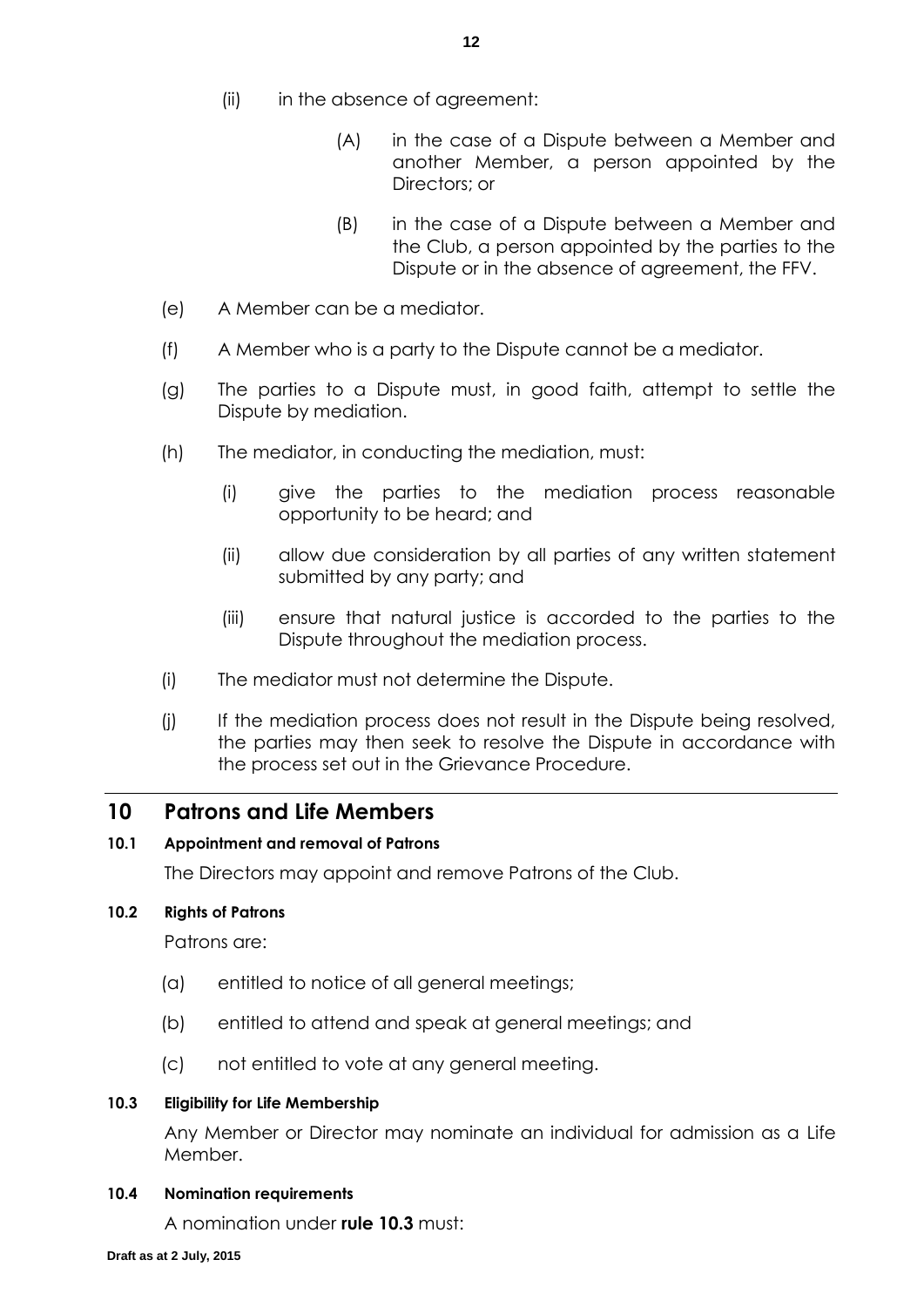(ii) in the absence of agreement:

(A) in the case of a Dispute between a Member and another Member, a person appointed by the Directors; or

(B) in the case of a Dispute between a Member and the Club, a person appointed by the parties to the Dispute or in the absence of agreement, the FFV.

(e) A Member can be a mediator.

(f) A Member who is a party to the Dispute cannot be a mediator.

(g) The parties to a Dispute must, in good faith, attempt to settle the Dispute by mediation.

(h) The mediator, in conducting the mediation, must:

(i) give the parties to the mediation process reasonable opportunity to be heard; and

(ii) allow due consideration by all parties of any written statement submitted by any party; and

(iii) ensure that natural justice is accorded to the parties to the Dispute throughout the mediation process.

(i) The mediator must not determine the Dispute.

(j) If the mediation process does not result in the Dispute being resolved, the parties may then seek to resolve the Dispute in accordance with the process set out in the Grievance Procedure.

## 10 Patrons and Life Members

#### 10.1 Appointment and removal of Patrons

The Directors may appoint and remove Patrons of the Club.

#### 10.2 Rights of Patrons

Patrons are:

(a) entitled to notice of all general meetings;

(b) entitled to attend and speak at general meetings; and

(c) not entitled to vote at any general meeting.

#### 10.3 Eligibility for Life Membership

Any Member or Director may nominate an individual for admission as a Life Member.

#### 10.4 Nomination requirements

A nomination under **rule 10.3** must: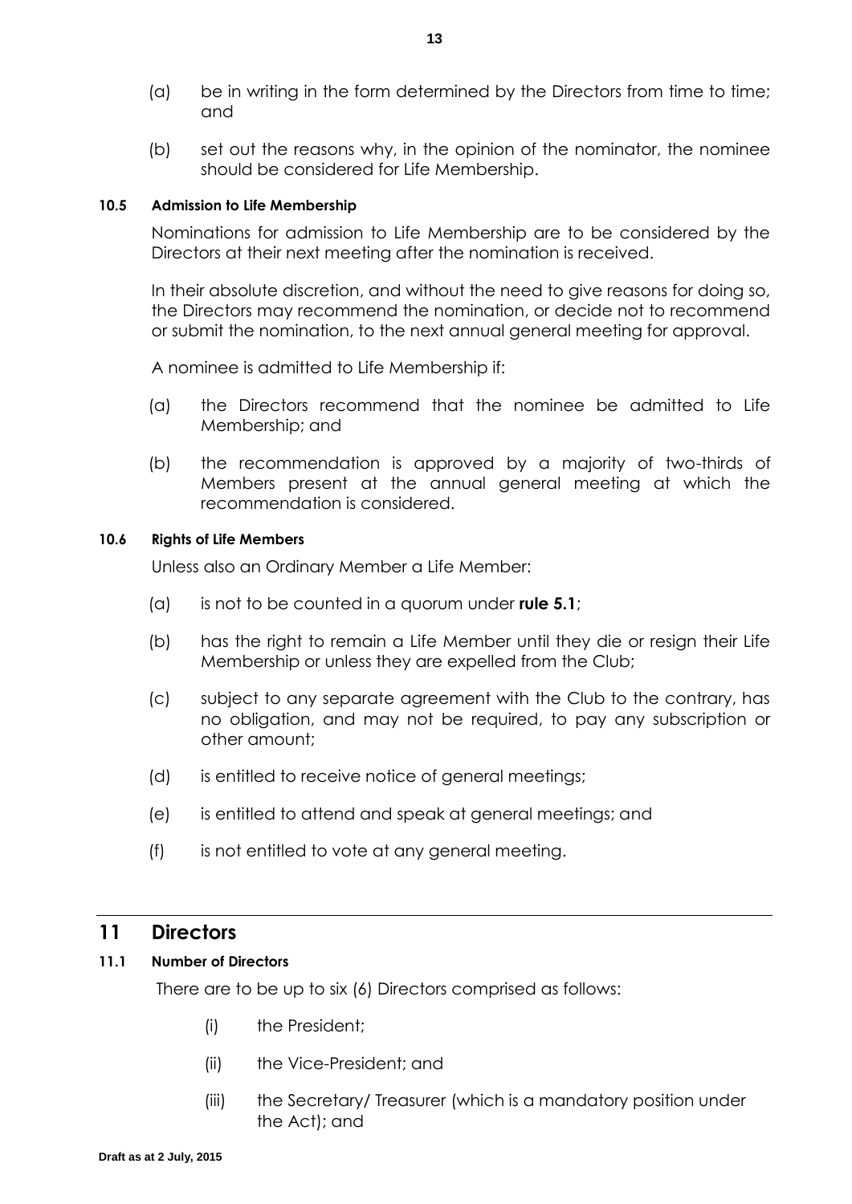(a) be in writing in the form determined by the Directors from time to time; and

(b) set out the reasons why, in the opinion of the nominator, the nominee should be considered for Life Membership.

#### 10.5 Admission to Life Membership

Nominations for admission to Life Membership are to be considered by the Directors at their next meeting after the nomination is received.

In their absolute discretion, and without the need to give reasons for doing so, the Directors may recommend the nomination, or decide not to recommend or submit the nomination, to the next annual general meeting for approval.

A nominee is admitted to Life Membership if:

(a) the Directors recommend that the nominee be admitted to Life Membership; and

(b) the recommendation is approved by a majority of two-thirds of Members present at the annual general meeting at which the recommendation is considered.

#### 10.6 Rights of Life Members

Unless also an Ordinary Member a Life Member:

(a) is not to be counted in a quorum under **rule 5.1**;

(b) has the right to remain a Life Member until they die or resign their Life Membership or unless they are expelled from the Club;

(c) subject to any separate agreement with the Club to the contrary, has no obligation, and may not be required, to pay any subscription or other amount;

(d) is entitled to receive notice of general meetings;

(e) is entitled to attend and speak at general meetings; and

(f) is not entitled to vote at any general meeting.

## 11 Directors

#### 11.1 Number of Directors

There are to be up to six (6) Directors comprised as follows:

(i) the President;

(ii) the Vice-President; and

(iii) the Secretary/ Treasurer (which is a mandatory position under the Act); and

Draft as at 2 July, 2015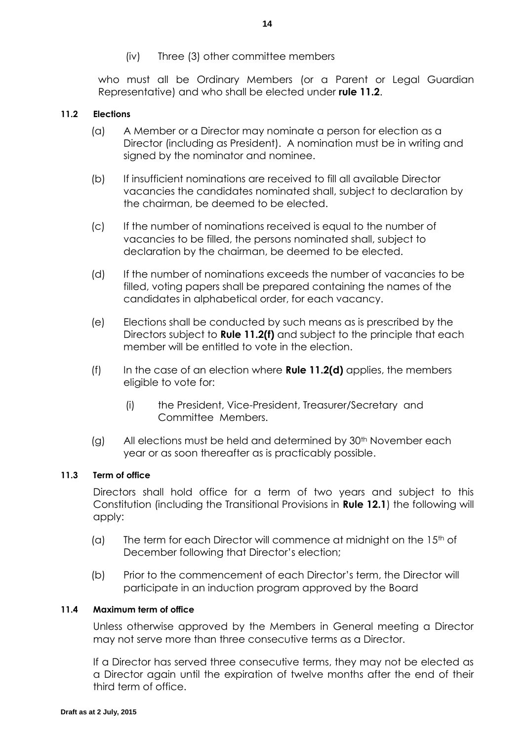(iv) Three (3) other committee members

who must all be Ordinary Members (or a Parent or Legal Guardian Representative) and who shall be elected under **rule 11.2**.

**11.2 Elections**

(a) A Member or a Director may nominate a person for election as a Director (including as President). A nomination must be in writing and signed by the nominator and nominee.

(b) If insufficient nominations are received to fill all available Director vacancies the candidates nominated shall, subject to declaration by the chairman, be deemed to be elected.

(c) If the number of nominations received is equal to the number of vacancies to be filled, the persons nominated shall, subject to declaration by the chairman, be deemed to be elected.

(d) If the number of nominations exceeds the number of vacancies to be filled, voting papers shall be prepared containing the names of the candidates in alphabetical order, for each vacancy.

(e) Elections shall be conducted by such means as is prescribed by the Directors subject to **Rule 11.2(f)** and subject to the principle that each member will be entitled to vote in the election.

(f) In the case of an election where **Rule 11.2(d)** applies, the members eligible to vote for:

(i) the President, Vice-President, Treasurer/Secretary and Committee Members.

(g) All elections must be held and determined by 30th November each year or as soon thereafter as is practicably possible.

**11.3 Term of office**

Directors shall hold office for a term of two years and subject to this Constitution (including the Transitional Provisions in **Rule 12.1**) the following will apply:

(a) The term for each Director will commence at midnight on the 15th of December following that Director's election;

(b) Prior to the commencement of each Director's term, the Director will participate in an induction program approved by the Board

**11.4 Maximum term of office**

Unless otherwise approved by the Members in General meeting a Director may not serve more than three consecutive terms as a Director.

If a Director has served three consecutive terms, they may not be elected as a Director again until the expiration of twelve months after the end of their third term of office.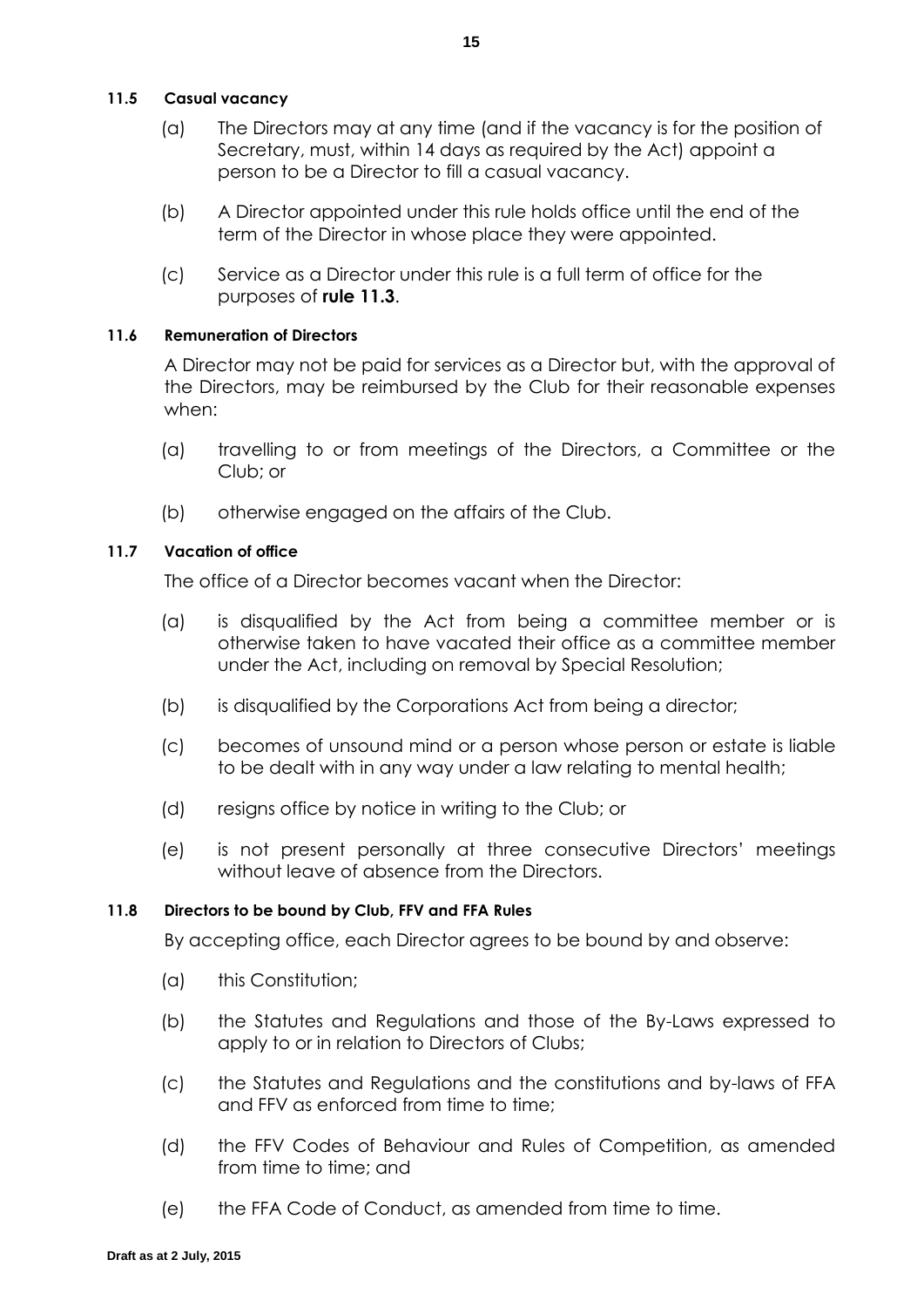#### 11.5 Casual vacancy

(a) The Directors may at any time (and if the vacancy is for the position of Secretary, must, within 14 days as required by the Act) appoint a person to be a Director to fill a casual vacancy.

(b) A Director appointed under this rule holds office until the end of the term of the Director in whose place they were appointed.

(c) Service as a Director under this rule is a full term of office for the purposes of **rule 11.3**.

#### 11.6 Remuneration of Directors

A Director may not be paid for services as a Director but, with the approval of the Directors, may be reimbursed by the Club for their reasonable expenses when:

(a) travelling to or from meetings of the Directors, a Committee or the Club; or

(b) otherwise engaged on the affairs of the Club.

#### 11.7 Vacation of office

The office of a Director becomes vacant when the Director:

(a) is disqualified by the Act from being a committee member or is otherwise taken to have vacated their office as a committee member under the Act, including on removal by Special Resolution;

(b) is disqualified by the Corporations Act from being a director;

(c) becomes of unsound mind or a person whose person or estate is liable to be dealt with in any way under a law relating to mental health;

(d) resigns office by notice in writing to the Club; or

(e) is not present personally at three consecutive Directors' meetings without leave of absence from the Directors.

#### 11.8 Directors to be bound by Club, FFV and FFA Rules

By accepting office, each Director agrees to be bound by and observe:

(a) this Constitution;

(b) the Statutes and Regulations and those of the By-Laws expressed to apply to or in relation to Directors of Clubs;

(c) the Statutes and Regulations and the constitutions and by-laws of FFA and FFV as enforced from time to time;

(d) the FFV Codes of Behaviour and Rules of Competition, as amended from time to time; and

(e) the FFA Code of Conduct, as amended from time to time.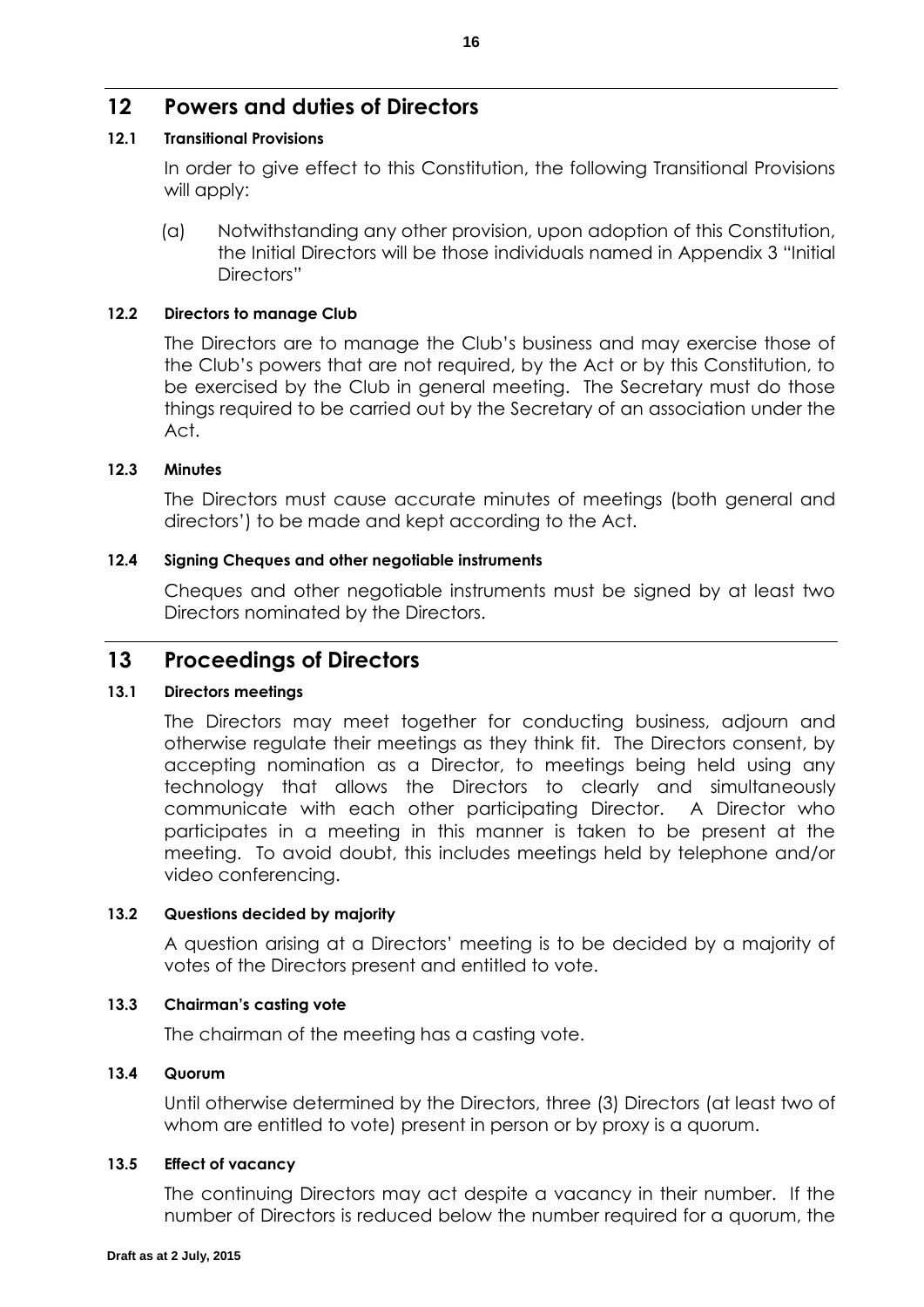## 12 Powers and duties of Directors

### 12.1 Transitional Provisions

In order to give effect to this Constitution, the following Transitional Provisions will apply:

(a) Notwithstanding any other provision, upon adoption of this Constitution, the Initial Directors will be those individuals named in Appendix 3 "Initial Directors"

### 12.2 Directors to manage Club

The Directors are to manage the Club's business and may exercise those of the Club's powers that are not required, by the Act or by this Constitution, to be exercised by the Club in general meeting. The Secretary must do those things required to be carried out by the Secretary of an association under the Act.

### 12.3 Minutes

The Directors must cause accurate minutes of meetings (both general and directors') to be made and kept according to the Act.

### 12.4 Signing Cheques and other negotiable instruments

Cheques and other negotiable instruments must be signed by at least two Directors nominated by the Directors.

## 13 Proceedings of Directors

### 13.1 Directors meetings

The Directors may meet together for conducting business, adjourn and otherwise regulate their meetings as they think fit. The Directors consent, by accepting nomination as a Director, to meetings being held using any technology that allows the Directors to clearly and simultaneously communicate with each other participating Director. A Director who participates in a meeting in this manner is taken to be present at the meeting. To avoid doubt, this includes meetings held by telephone and/or video conferencing.

### 13.2 Questions decided by majority

A question arising at a Directors' meeting is to be decided by a majority of votes of the Directors present and entitled to vote.

### 13.3 Chairman's casting vote

The chairman of the meeting has a casting vote.

### 13.4 Quorum

Until otherwise determined by the Directors, three (3) Directors (at least two of whom are entitled to vote) present in person or by proxy is a quorum.

### 13.5 Effect of vacancy

The continuing Directors may act despite a vacancy in their number. If the number of Directors is reduced below the number required for a quorum, the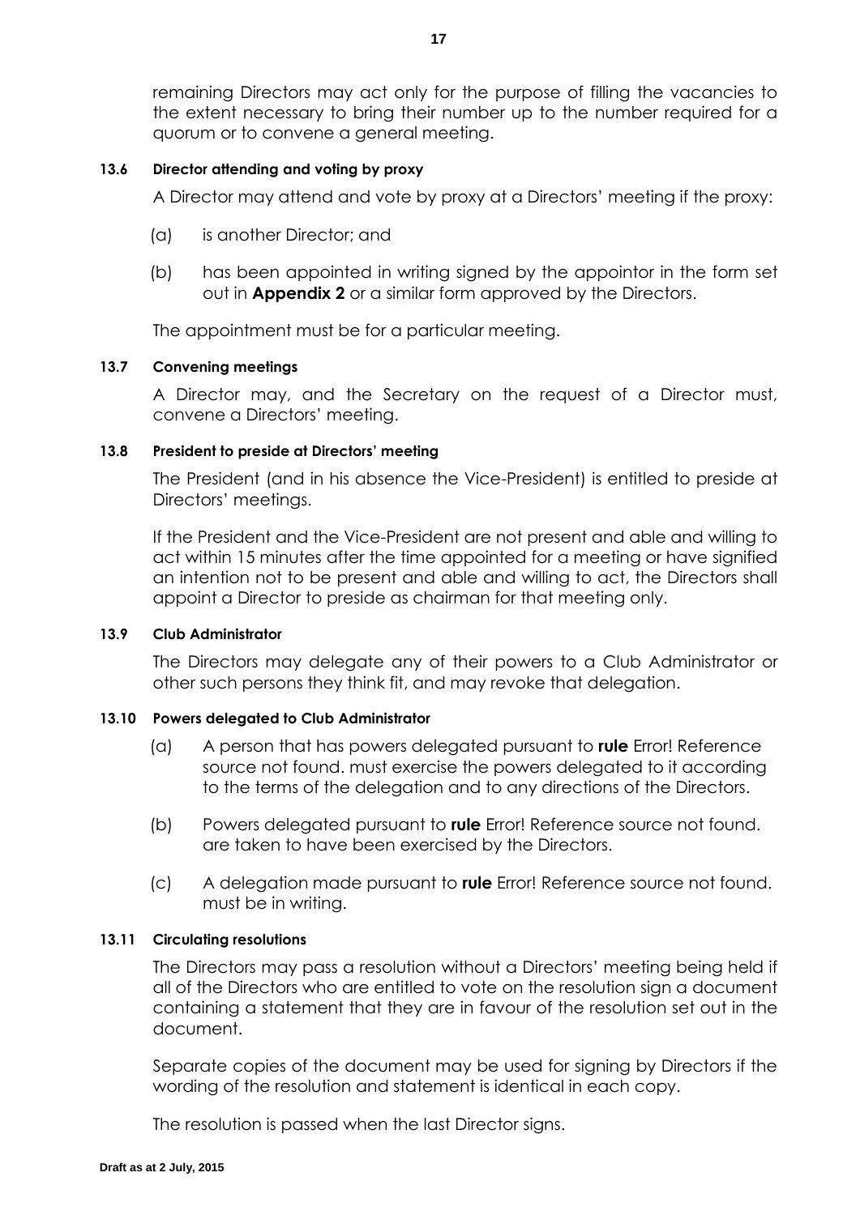remaining Directors may act only for the purpose of filling the vacancies to the extent necessary to bring their number up to the number required for a quorum or to convene a general meeting.

### 13.6 Director attending and voting by proxy

A Director may attend and vote by proxy at a Directors' meeting if the proxy:

(a) is another Director; and

(b) has been appointed in writing signed by the appointor in the form set out in **Appendix 2** or a similar form approved by the Directors.

The appointment must be for a particular meeting.

### 13.7 Convening meetings

A Director may, and the Secretary on the request of a Director must, convene a Directors' meeting.

### 13.8 President to preside at Directors' meeting

The President (and in his absence the Vice-President) is entitled to preside at Directors' meetings.

If the President and the Vice-President are not present and able and willing to act within 15 minutes after the time appointed for a meeting or have signified an intention not to be present and able and willing to act, the Directors shall appoint a Director to preside as chairman for that meeting only.

### 13.9 Club Administrator

The Directors may delegate any of their powers to a Club Administrator or other such persons they think fit, and may revoke that delegation.

### 13.10 Powers delegated to Club Administrator

(a) A person that has powers delegated pursuant to **rule** Error! Reference source not found. must exercise the powers delegated to it according to the terms of the delegation and to any directions of the Directors.

(b) Powers delegated pursuant to **rule** Error! Reference source not found. are taken to have been exercised by the Directors.

(c) A delegation made pursuant to **rule** Error! Reference source not found. must be in writing.

### 13.11 Circulating resolutions

The Directors may pass a resolution without a Directors' meeting being held if all of the Directors who are entitled to vote on the resolution sign a document containing a statement that they are in favour of the resolution set out in the document.

Separate copies of the document may be used for signing by Directors if the wording of the resolution and statement is identical in each copy.

The resolution is passed when the last Director signs.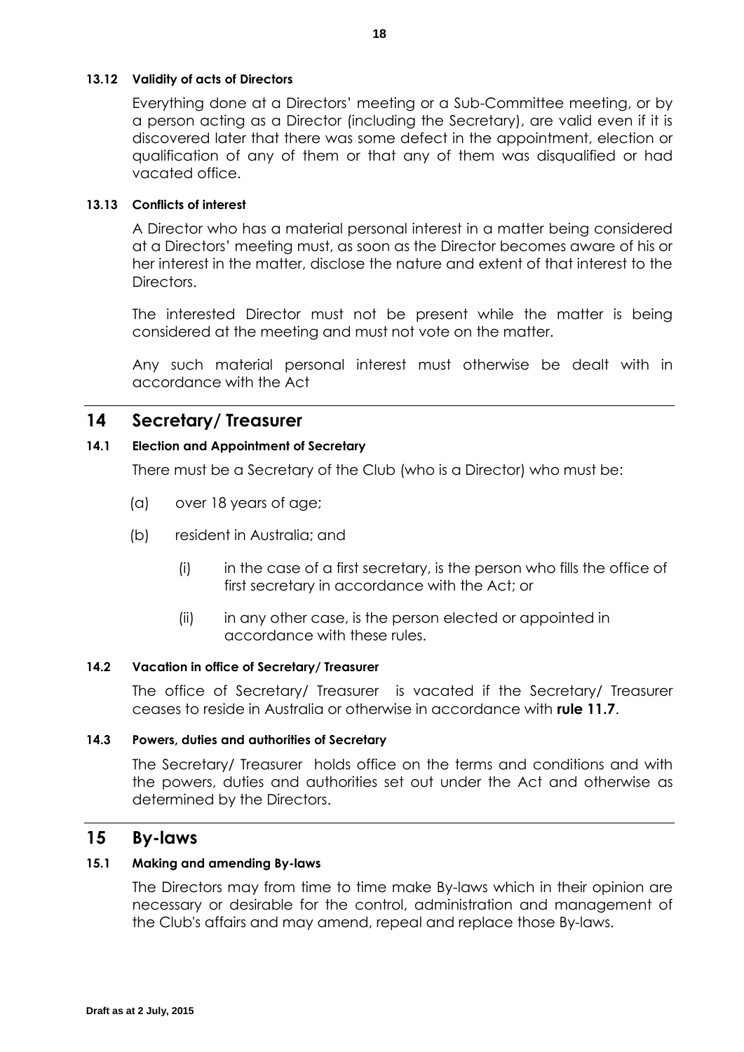#### 13.12 Validity of acts of Directors

Everything done at a Directors' meeting or a Sub-Committee meeting, or by a person acting as a Director (including the Secretary), are valid even if it is discovered later that there was some defect in the appointment, election or qualification of any of them or that any of them was disqualified or had vacated office.

#### 13.13 Conflicts of interest

A Director who has a material personal interest in a matter being considered at a Directors' meeting must, as soon as the Director becomes aware of his or her interest in the matter, disclose the nature and extent of that interest to the Directors.

The interested Director must not be present while the matter is being considered at the meeting and must not vote on the matter.

Any such material personal interest must otherwise be dealt with in accordance with the Act

## 14 Secretary/ Treasurer

#### 14.1 Election and Appointment of Secretary

There must be a Secretary of the Club (who is a Director) who must be:

(a) over 18 years of age;

(b) resident in Australia; and

  (i) in the case of a first secretary, is the person who fills the office of first secretary in accordance with the Act; or

  (ii) in any other case, is the person elected or appointed in accordance with these rules.

#### 14.2 Vacation in office of Secretary/ Treasurer

The office of Secretary/ Treasurer is vacated if the Secretary/ Treasurer ceases to reside in Australia or otherwise in accordance with **rule 11.7**.

#### 14.3 Powers, duties and authorities of Secretary

The Secretary/ Treasurer holds office on the terms and conditions and with the powers, duties and authorities set out under the Act and otherwise as determined by the Directors.

## 15 By-laws

#### 15.1 Making and amending By-laws

The Directors may from time to time make By-laws which in their opinion are necessary or desirable for the control, administration and management of the Club's affairs and may amend, repeal and replace those By-laws.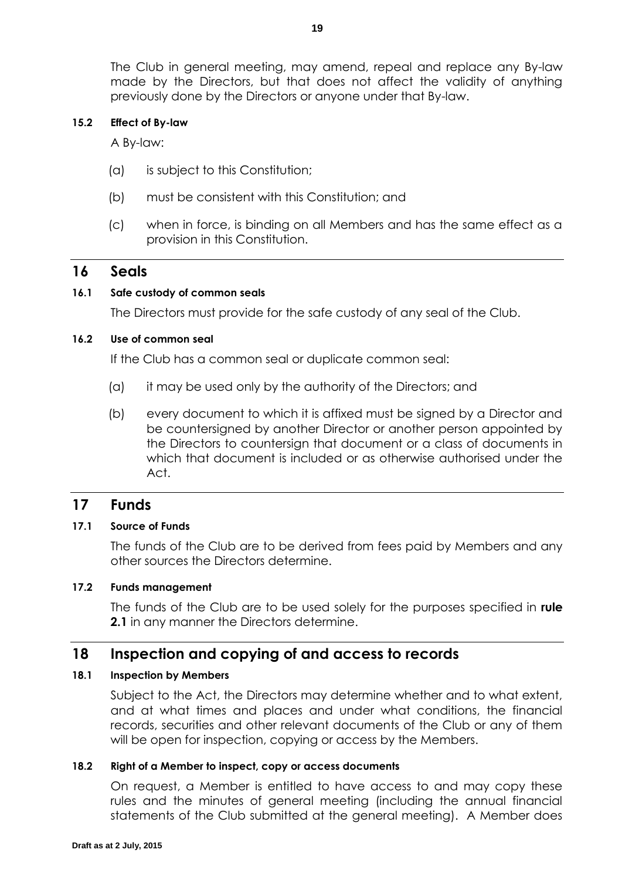The Club in general meeting, may amend, repeal and replace any By-law made by the Directors, but that does not affect the validity of anything previously done by the Directors or anyone under that By-law.

#### 15.2 Effect of By-law

A By-law:

(a) is subject to this Constitution;

(b) must be consistent with this Constitution; and

(c) when in force, is binding on all Members and has the same effect as a provision in this Constitution.

## 16 Seals

#### 16.1 Safe custody of common seals

The Directors must provide for the safe custody of any seal of the Club.

#### 16.2 Use of common seal

If the Club has a common seal or duplicate common seal:

(a) it may be used only by the authority of the Directors; and

(b) every document to which it is affixed must be signed by a Director and be countersigned by another Director or another person appointed by the Directors to countersign that document or a class of documents in which that document is included or as otherwise authorised under the Act.

## 17 Funds

#### 17.1 Source of Funds

The funds of the Club are to be derived from fees paid by Members and any other sources the Directors determine.

#### 17.2 Funds management

The funds of the Club are to be used solely for the purposes specified in **rule 2.1** in any manner the Directors determine.

## 18 Inspection and copying of and access to records

#### 18.1 Inspection by Members

Subject to the Act, the Directors may determine whether and to what extent, and at what times and places and under what conditions, the financial records, securities and other relevant documents of the Club or any of them will be open for inspection, copying or access by the Members.

#### 18.2 Right of a Member to inspect, copy or access documents

On request, a Member is entitled to have access to and may copy these rules and the minutes of general meeting (including the annual financial statements of the Club submitted at the general meeting). A Member does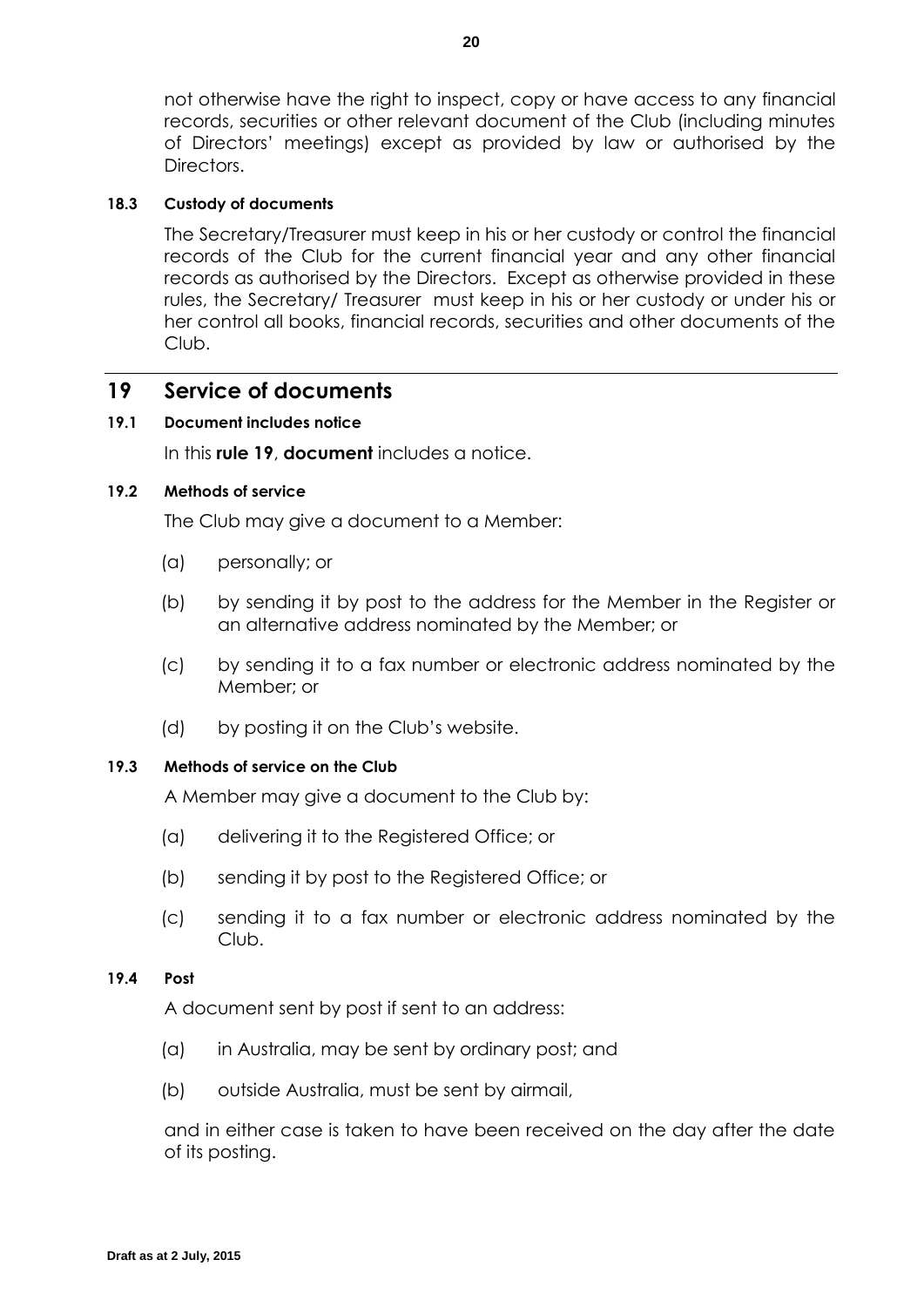not otherwise have the right to inspect, copy or have access to any financial records, securities or other relevant document of the Club (including minutes of Directors' meetings) except as provided by law or authorised by the Directors.

#### 18.3 Custody of documents

The Secretary/Treasurer must keep in his or her custody or control the financial records of the Club for the current financial year and any other financial records as authorised by the Directors. Except as otherwise provided in these rules, the Secretary/ Treasurer must keep in his or her custody or under his or her control all books, financial records, securities and other documents of the Club.

## 19 Service of documents

#### 19.1 Document includes notice

In this **rule 19**, **document** includes a notice.

#### 19.2 Methods of service

The Club may give a document to a Member:

(a) personally; or

(b) by sending it by post to the address for the Member in the Register or an alternative address nominated by the Member; or

(c) by sending it to a fax number or electronic address nominated by the Member; or

(d) by posting it on the Club's website.

#### 19.3 Methods of service on the Club

A Member may give a document to the Club by:

(a) delivering it to the Registered Office; or

(b) sending it by post to the Registered Office; or

(c) sending it to a fax number or electronic address nominated by the Club.

#### 19.4 Post

A document sent by post if sent to an address:

(a) in Australia, may be sent by ordinary post; and

(b) outside Australia, must be sent by airmail,

and in either case is taken to have been received on the day after the date of its posting.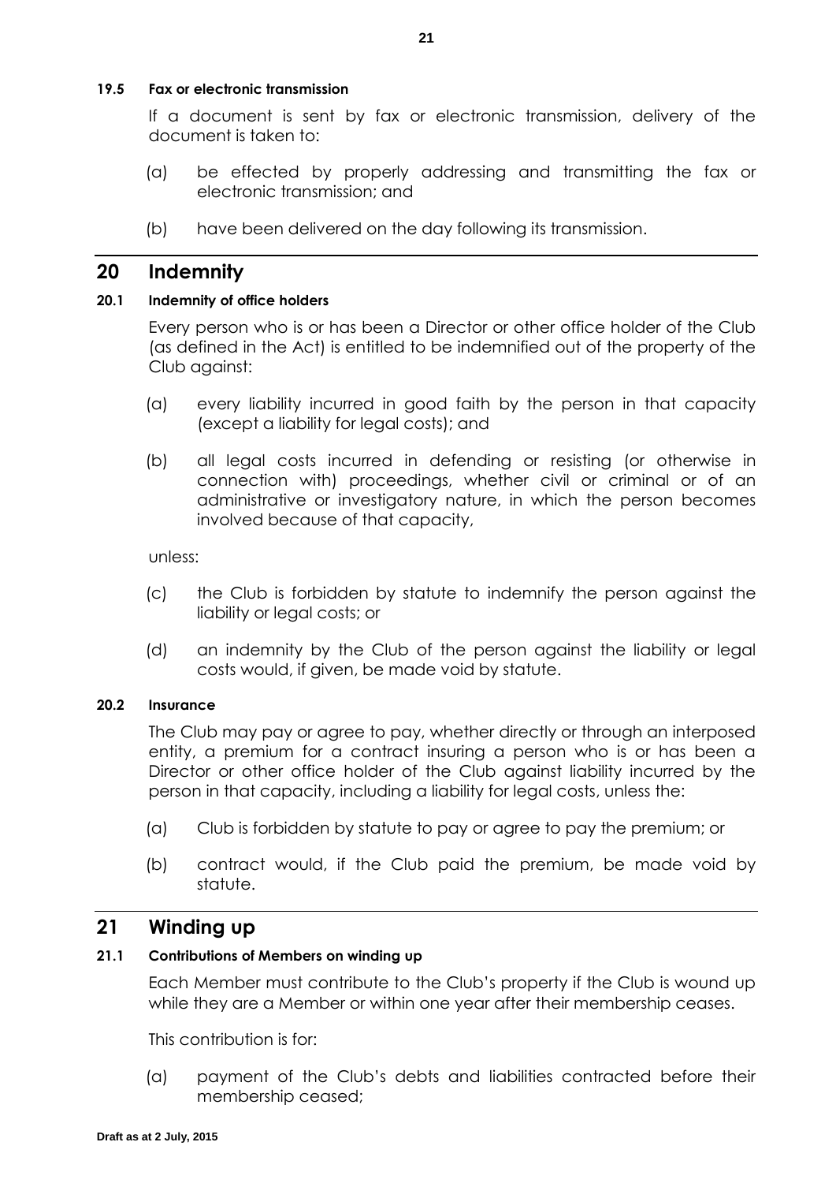#### 19.5 Fax or electronic transmission

If a document is sent by fax or electronic transmission, delivery of the document is taken to:

(a) be effected by properly addressing and transmitting the fax or electronic transmission; and

(b) have been delivered on the day following its transmission.

## 20 Indemnity

#### 20.1 Indemnity of office holders

Every person who is or has been a Director or other office holder of the Club (as defined in the Act) is entitled to be indemnified out of the property of the Club against:

(a) every liability incurred in good faith by the person in that capacity (except a liability for legal costs); and

(b) all legal costs incurred in defending or resisting (or otherwise in connection with) proceedings, whether civil or criminal or of an administrative or investigatory nature, in which the person becomes involved because of that capacity,

unless:

(c) the Club is forbidden by statute to indemnify the person against the liability or legal costs; or

(d) an indemnity by the Club of the person against the liability or legal costs would, if given, be made void by statute.

#### 20.2 Insurance

The Club may pay or agree to pay, whether directly or through an interposed entity, a premium for a contract insuring a person who is or has been a Director or other office holder of the Club against liability incurred by the person in that capacity, including a liability for legal costs, unless the:

(a) Club is forbidden by statute to pay or agree to pay the premium; or

(b) contract would, if the Club paid the premium, be made void by statute.

## 21 Winding up

#### 21.1 Contributions of Members on winding up

Each Member must contribute to the Club's property if the Club is wound up while they are a Member or within one year after their membership ceases.

This contribution is for:

(a) payment of the Club's debts and liabilities contracted before their membership ceased;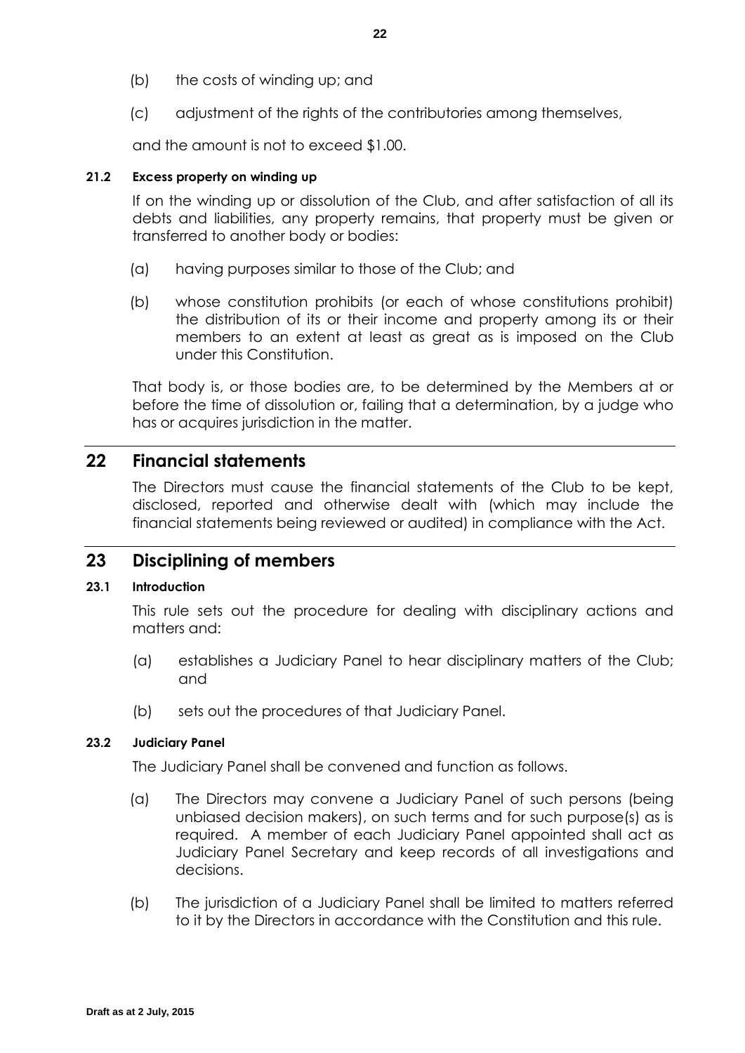(b) the costs of winding up; and

(c) adjustment of the rights of the contributories among themselves,

and the amount is not to exceed $1.00.

**21.2 Excess property on winding up**

If on the winding up or dissolution of the Club, and after satisfaction of all its debts and liabilities, any property remains, that property must be given or transferred to another body or bodies:

(a) having purposes similar to those of the Club; and

(b) whose constitution prohibits (or each of whose constitutions prohibit) the distribution of its or their income and property among its or their members to an extent at least as great as is imposed on the Club under this Constitution.

That body is, or those bodies are, to be determined by the Members at or before the time of dissolution or, failing that a determination, by a judge who has or acquires jurisdiction in the matter.

## 22 Financial statements

The Directors must cause the financial statements of the Club to be kept, disclosed, reported and otherwise dealt with (which may include the financial statements being reviewed or audited) in compliance with the Act.

## 23 Disciplining of members

**23.1 Introduction**

This rule sets out the procedure for dealing with disciplinary actions and matters and:

(a) establishes a Judiciary Panel to hear disciplinary matters of the Club; and

(b) sets out the procedures of that Judiciary Panel.

**23.2 Judiciary Panel**

The Judiciary Panel shall be convened and function as follows.

(a) The Directors may convene a Judiciary Panel of such persons (being unbiased decision makers), on such terms and for such purpose(s) as is required. A member of each Judiciary Panel appointed shall act as Judiciary Panel Secretary and keep records of all investigations and decisions.

(b) The jurisdiction of a Judiciary Panel shall be limited to matters referred to it by the Directors in accordance with the Constitution and this rule.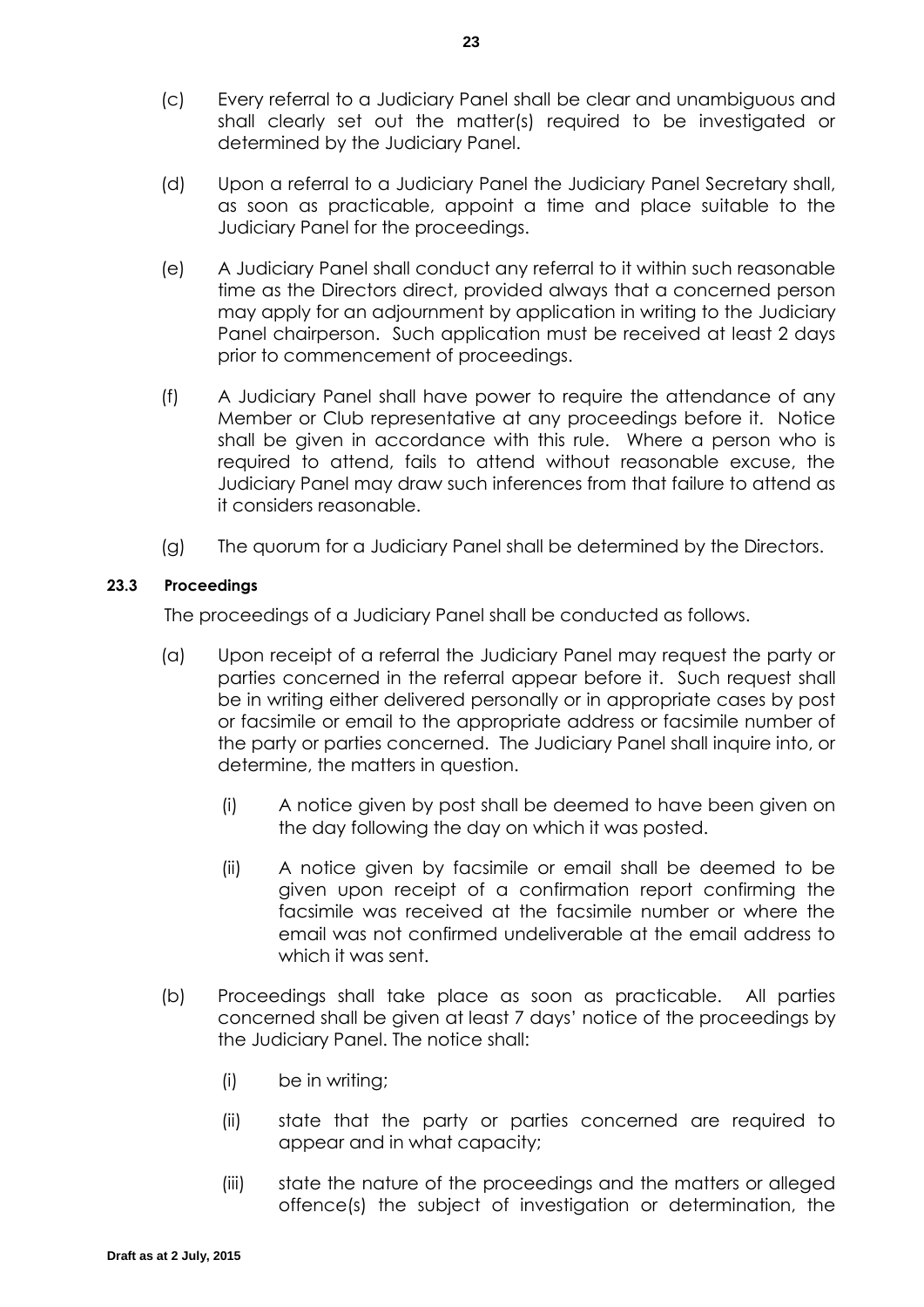(c) Every referral to a Judiciary Panel shall be clear and unambiguous and shall clearly set out the matter(s) required to be investigated or determined by the Judiciary Panel.

(d) Upon a referral to a Judiciary Panel the Judiciary Panel Secretary shall, as soon as practicable, appoint a time and place suitable to the Judiciary Panel for the proceedings.

(e) A Judiciary Panel shall conduct any referral to it within such reasonable time as the Directors direct, provided always that a concerned person may apply for an adjournment by application in writing to the Judiciary Panel chairperson. Such application must be received at least 2 days prior to commencement of proceedings.

(f) A Judiciary Panel shall have power to require the attendance of any Member or Club representative at any proceedings before it. Notice shall be given in accordance with this rule. Where a person who is required to attend, fails to attend without reasonable excuse, the Judiciary Panel may draw such inferences from that failure to attend as it considers reasonable.

(g) The quorum for a Judiciary Panel shall be determined by the Directors.

**23.3 Proceedings**

The proceedings of a Judiciary Panel shall be conducted as follows.

(a) Upon receipt of a referral the Judiciary Panel may request the party or parties concerned in the referral appear before it. Such request shall be in writing either delivered personally or in appropriate cases by post or facsimile or email to the appropriate address or facsimile number of the party or parties concerned. The Judiciary Panel shall inquire into, or determine, the matters in question.

(i) A notice given by post shall be deemed to have been given on the day following the day on which it was posted.

(ii) A notice given by facsimile or email shall be deemed to be given upon receipt of a confirmation report confirming the facsimile was received at the facsimile number or where the email was not confirmed undeliverable at the email address to which it was sent.

(b) Proceedings shall take place as soon as practicable. All parties concerned shall be given at least 7 days' notice of the proceedings by the Judiciary Panel. The notice shall:

(i) be in writing;

(ii) state that the party or parties concerned are required to appear and in what capacity;

(iii) state the nature of the proceedings and the matters or alleged offence(s) the subject of investigation or determination, the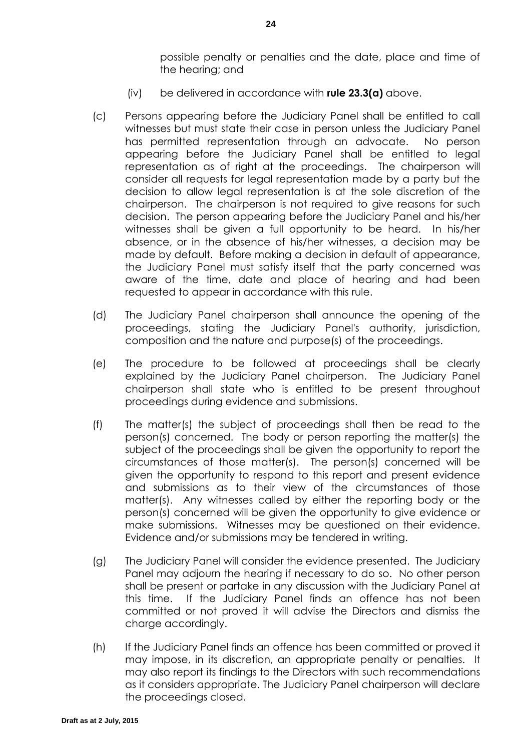possible penalty or penalties and the date, place and time of the hearing; and

(iv) be delivered in accordance with **rule 23.3(a)** above.

(c) Persons appearing before the Judiciary Panel shall be entitled to call witnesses but must state their case in person unless the Judiciary Panel has permitted representation through an advocate. No person appearing before the Judiciary Panel shall be entitled to legal representation as of right at the proceedings. The chairperson will consider all requests for legal representation made by a party but the decision to allow legal representation is at the sole discretion of the chairperson. The chairperson is not required to give reasons for such decision. The person appearing before the Judiciary Panel and his/her witnesses shall be given a full opportunity to be heard. In his/her absence, or in the absence of his/her witnesses, a decision may be made by default. Before making a decision in default of appearance, the Judiciary Panel must satisfy itself that the party concerned was aware of the time, date and place of hearing and had been requested to appear in accordance with this rule.

(d) The Judiciary Panel chairperson shall announce the opening of the proceedings, stating the Judiciary Panel's authority, jurisdiction, composition and the nature and purpose(s) of the proceedings.

(e) The procedure to be followed at proceedings shall be clearly explained by the Judiciary Panel chairperson. The Judiciary Panel chairperson shall state who is entitled to be present throughout proceedings during evidence and submissions.

(f) The matter(s) the subject of proceedings shall then be read to the person(s) concerned. The body or person reporting the matter(s) the subject of the proceedings shall be given the opportunity to report the circumstances of those matter(s). The person(s) concerned will be given the opportunity to respond to this report and present evidence and submissions as to their view of the circumstances of those matter(s). Any witnesses called by either the reporting body or the person(s) concerned will be given the opportunity to give evidence or make submissions. Witnesses may be questioned on their evidence. Evidence and/or submissions may be tendered in writing.

(g) The Judiciary Panel will consider the evidence presented. The Judiciary Panel may adjourn the hearing if necessary to do so. No other person shall be present or partake in any discussion with the Judiciary Panel at this time. If the Judiciary Panel finds an offence has not been committed or not proved it will advise the Directors and dismiss the charge accordingly.

(h) If the Judiciary Panel finds an offence has been committed or proved it may impose, in its discretion, an appropriate penalty or penalties. It may also report its findings to the Directors with such recommendations as it considers appropriate. The Judiciary Panel chairperson will declare the proceedings closed.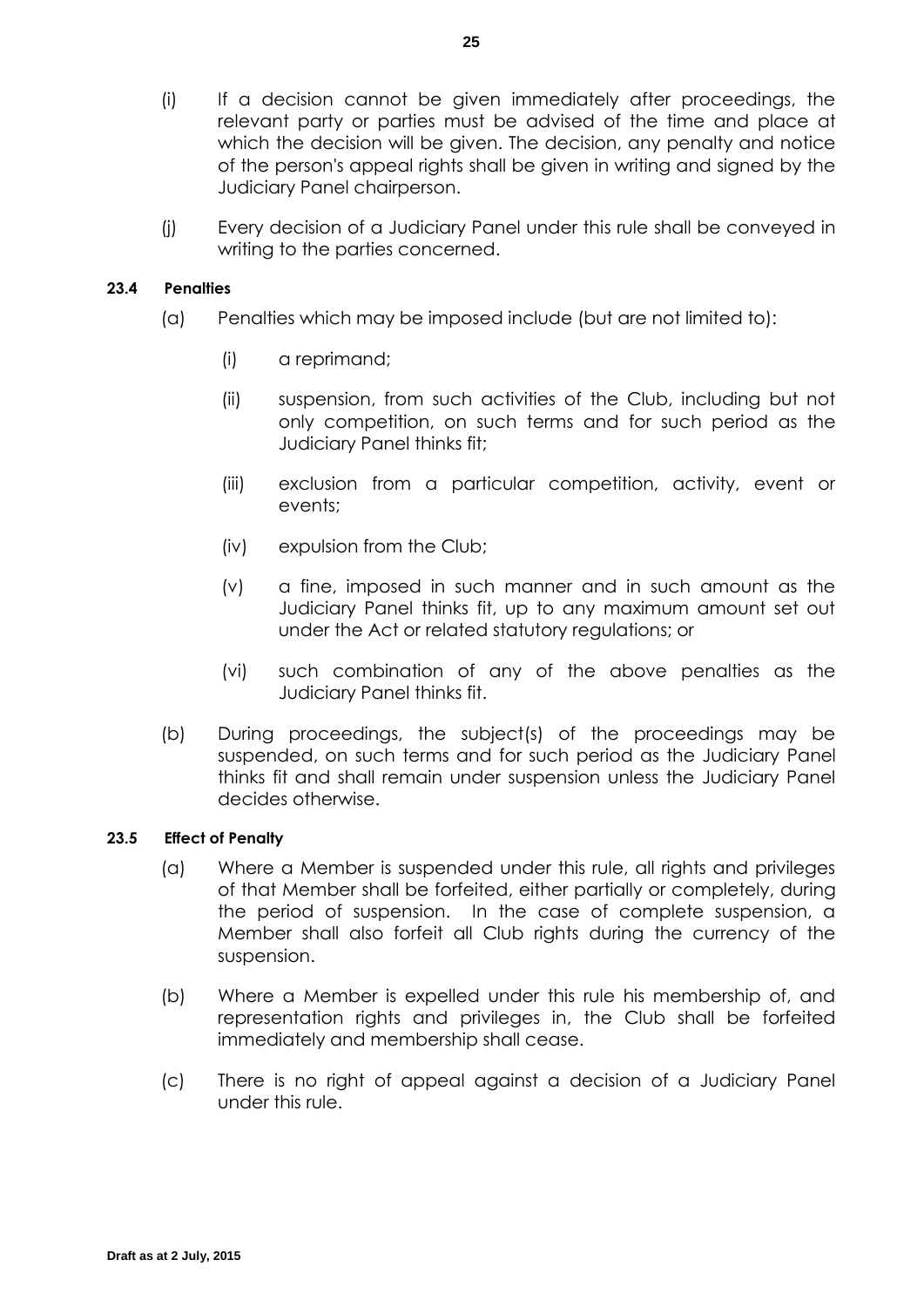(i) If a decision cannot be given immediately after proceedings, the relevant party or parties must be advised of the time and place at which the decision will be given. The decision, any penalty and notice of the person's appeal rights shall be given in writing and signed by the Judiciary Panel chairperson.

(j) Every decision of a Judiciary Panel under this rule shall be conveyed in writing to the parties concerned.

**23.4 Penalties**

(a) Penalties which may be imposed include (but are not limited to):

(i) a reprimand;

(ii) suspension, from such activities of the Club, including but not only competition, on such terms and for such period as the Judiciary Panel thinks fit;

(iii) exclusion from a particular competition, activity, event or events;

(iv) expulsion from the Club;

(v) a fine, imposed in such manner and in such amount as the Judiciary Panel thinks fit, up to any maximum amount set out under the Act or related statutory regulations; or

(vi) such combination of any of the above penalties as the Judiciary Panel thinks fit.

(b) During proceedings, the subject(s) of the proceedings may be suspended, on such terms and for such period as the Judiciary Panel thinks fit and shall remain under suspension unless the Judiciary Panel decides otherwise.

**23.5 Effect of Penalty**

(a) Where a Member is suspended under this rule, all rights and privileges of that Member shall be forfeited, either partially or completely, during the period of suspension. In the case of complete suspension, a Member shall also forfeit all Club rights during the currency of the suspension.

(b) Where a Member is expelled under this rule his membership of, and representation rights and privileges in, the Club shall be forfeited immediately and membership shall cease.

(c) There is no right of appeal against a decision of a Judiciary Panel under this rule.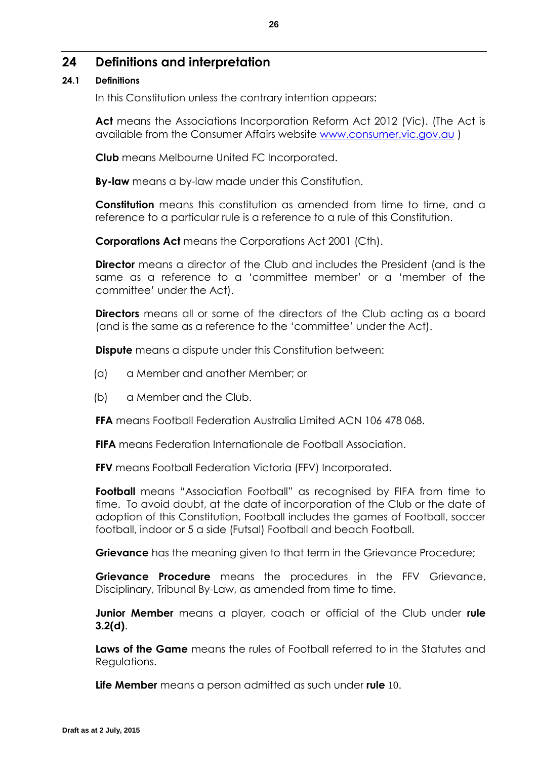# 24 Definitions and interpretation

## 24.1 Definitions

In this Constitution unless the contrary intention appears:

**Act** means the Associations Incorporation Reform Act 2012 (Vic). (The Act is available from the Consumer Affairs website www.consumer.vic.gov.au )

**Club** means Melbourne United FC Incorporated.

**By-law** means a by-law made under this Constitution.

**Constitution** means this constitution as amended from time to time, and a reference to a particular rule is a reference to a rule of this Constitution.

**Corporations Act** means the Corporations Act 2001 (Cth).

**Director** means a director of the Club and includes the President (and is the same as a reference to a 'committee member' or a 'member of the committee' under the Act).

**Directors** means all or some of the directors of the Club acting as a board (and is the same as a reference to the 'committee' under the Act).

**Dispute** means a dispute under this Constitution between:

(a) a Member and another Member; or

(b) a Member and the Club.

**FFA** means Football Federation Australia Limited ACN 106 478 068.

**FIFA** means Federation Internationale de Football Association.

**FFV** means Football Federation Victoria (FFV) Incorporated.

**Football** means "Association Football" as recognised by FIFA from time to time. To avoid doubt, at the date of incorporation of the Club or the date of adoption of this Constitution, Football includes the games of Football, soccer football, indoor or 5 a side (Futsal) Football and beach Football.

**Grievance** has the meaning given to that term in the Grievance Procedure;

**Grievance Procedure** means the procedures in the FFV Grievance, Disciplinary, Tribunal By-Law, as amended from time to time.

**Junior Member** means a player, coach or official of the Club under **rule 3.2(d)**.

**Laws of the Game** means the rules of Football referred to in the Statutes and Regulations.

**Life Member** means a person admitted as such under **rule** 10.

Draft as at 2 July, 2015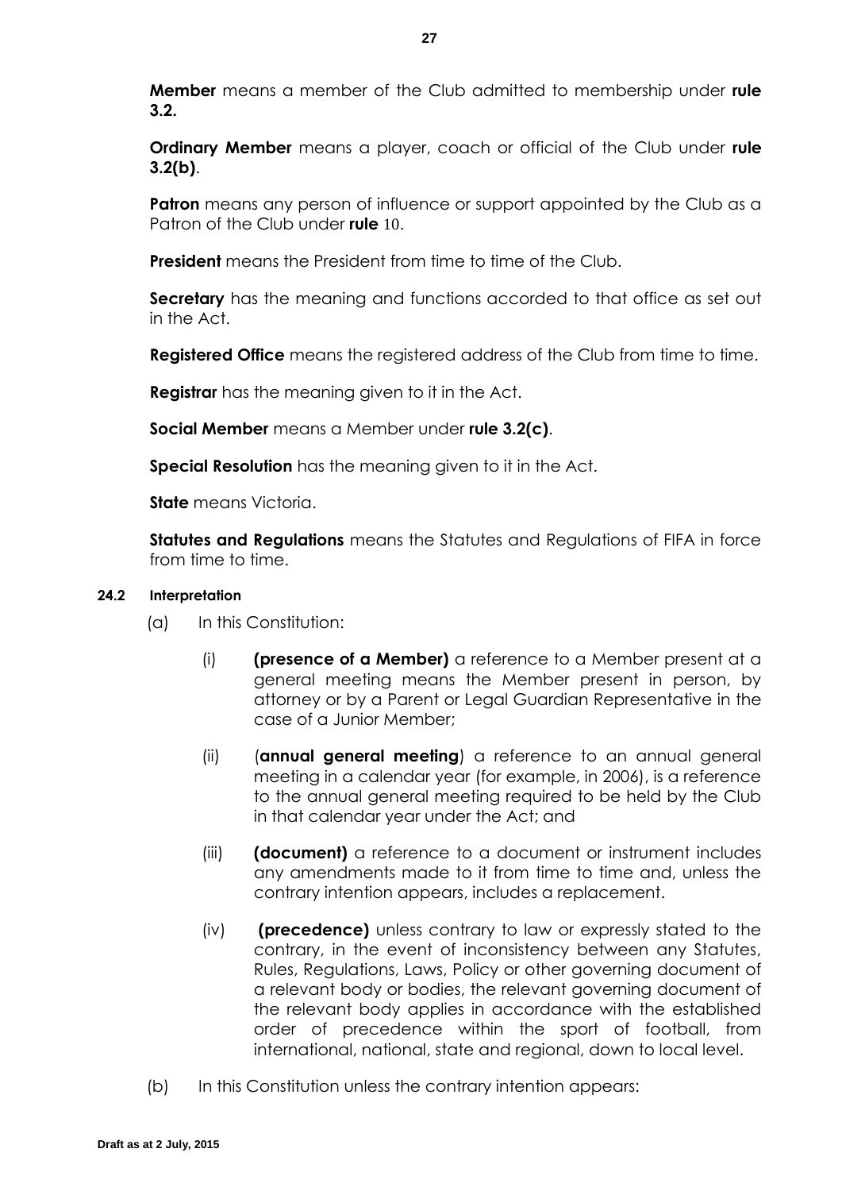**Member** means a member of the Club admitted to membership under **rule 3.2.**

**Ordinary Member** means a player, coach or official of the Club under **rule 3.2(b)**.

**Patron** means any person of influence or support appointed by the Club as a Patron of the Club under **rule** 10.

**President** means the President from time to time of the Club.

**Secretary** has the meaning and functions accorded to that office as set out in the Act.

**Registered Office** means the registered address of the Club from time to time.

**Registrar** has the meaning given to it in the Act.

**Social Member** means a Member under **rule 3.2(c)**.

**Special Resolution** has the meaning given to it in the Act.

**State** means Victoria.

**Statutes and Regulations** means the Statutes and Regulations of FIFA in force from time to time.

#### 24.2 Interpretation

(a) In this Constitution:

(i) **(presence of a Member)** a reference to a Member present at a general meeting means the Member present in person, by attorney or by a Parent or Legal Guardian Representative in the case of a Junior Member;

(ii) (**annual general meeting**) a reference to an annual general meeting in a calendar year (for example, in 2006), is a reference to the annual general meeting required to be held by the Club in that calendar year under the Act; and

(iii) **(document)** a reference to a document or instrument includes any amendments made to it from time to time and, unless the contrary intention appears, includes a replacement.

(iv) **(precedence)** unless contrary to law or expressly stated to the contrary, in the event of inconsistency between any Statutes, Rules, Regulations, Laws, Policy or other governing document of a relevant body or bodies, the relevant governing document of the relevant body applies in accordance with the established order of precedence within the sport of football, from international, national, state and regional, down to local level.

(b) In this Constitution unless the contrary intention appears: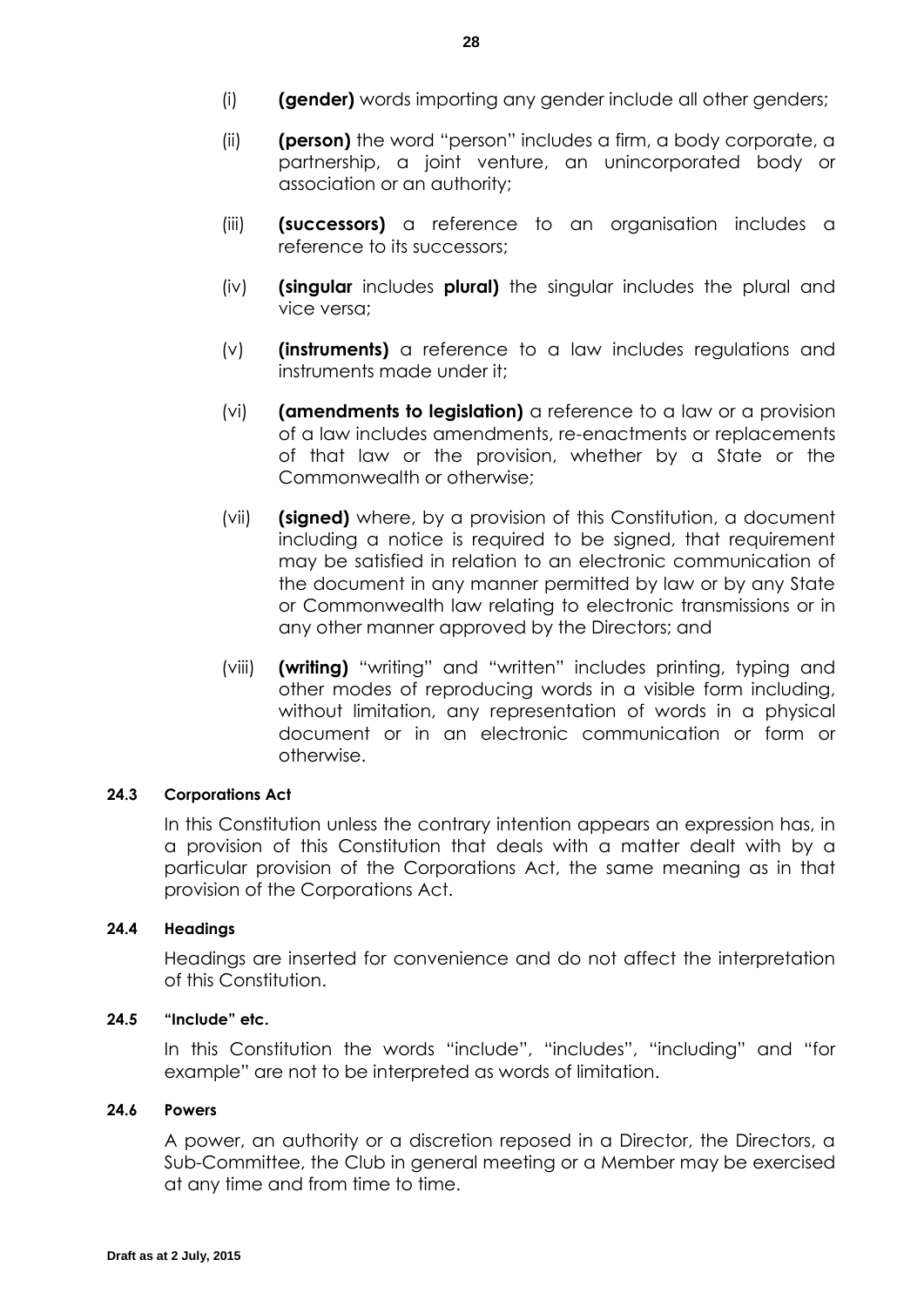(i) **(gender)** words importing any gender include all other genders;

(ii) **(person)** the word "person" includes a firm, a body corporate, a partnership, a joint venture, an unincorporated body or association or an authority;

(iii) **(successors)** a reference to an organisation includes a reference to its successors;

(iv) **(singular** includes **plural)** the singular includes the plural and vice versa;

(v) **(instruments)** a reference to a law includes regulations and instruments made under it;

(vi) **(amendments to legislation)** a reference to a law or a provision of a law includes amendments, re-enactments or replacements of that law or the provision, whether by a State or the Commonwealth or otherwise;

(vii) **(signed)** where, by a provision of this Constitution, a document including a notice is required to be signed, that requirement may be satisfied in relation to an electronic communication of the document in any manner permitted by law or by any State or Commonwealth law relating to electronic transmissions or in any other manner approved by the Directors; and

(viii) **(writing)** "writing" and "written" includes printing, typing and other modes of reproducing words in a visible form including, without limitation, any representation of words in a physical document or in an electronic communication or form or otherwise.

#### 24.3 Corporations Act

In this Constitution unless the contrary intention appears an expression has, in a provision of this Constitution that deals with a matter dealt with by a particular provision of the Corporations Act, the same meaning as in that provision of the Corporations Act.

#### 24.4 Headings

Headings are inserted for convenience and do not affect the interpretation of this Constitution.

#### 24.5 "Include" etc.

In this Constitution the words "include", "includes", "including" and "for example" are not to be interpreted as words of limitation.

#### 24.6 Powers

A power, an authority or a discretion reposed in a Director, the Directors, a Sub-Committee, the Club in general meeting or a Member may be exercised at any time and from time to time.

Draft as at 2 July, 2015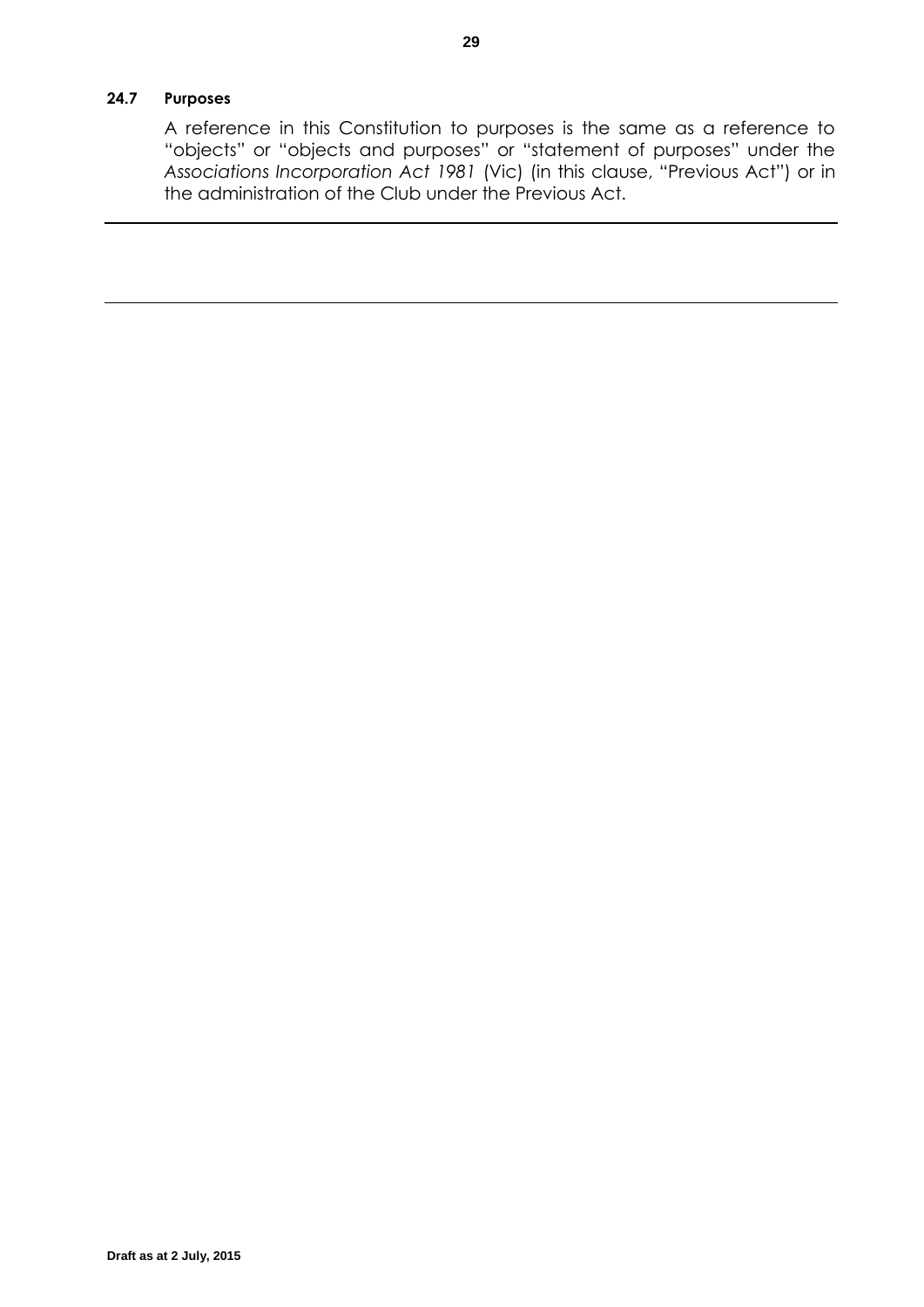### 24.7 Purposes

A reference in this Constitution to purposes is the same as a reference to "objects" or "objects and purposes" or "statement of purposes" under the *Associations Incorporation Act 1981* (Vic) (in this clause, "Previous Act") or in the administration of the Club under the Previous Act.

---

---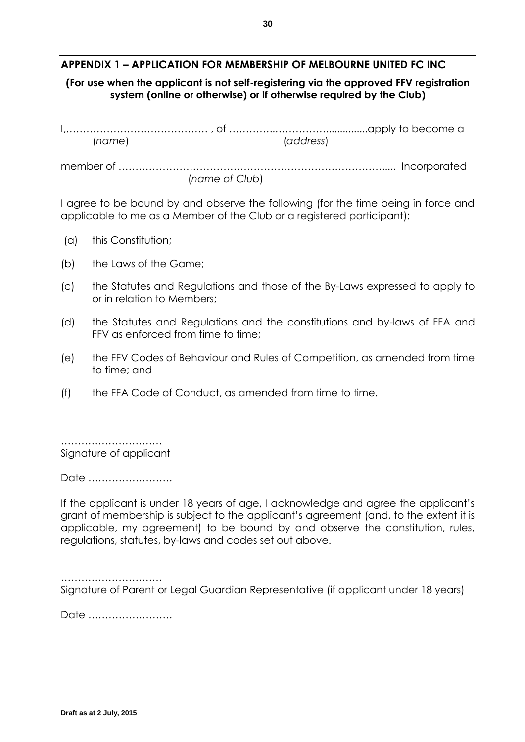## APPENDIX 1 – APPLICATION FOR MEMBERSHIP OF MELBOURNE UNITED FC INC

**(For use when the applicant is not self-registering via the approved FFV registration system (online or otherwise) or if otherwise required by the Club)**

I,…………………………………… , of …………..…………….............apply to become a
(*name*) (*address*)

member of …………………………………………………………………….... Incorporated
(*name of Club*)

I agree to be bound by and observe the following (for the time being in force and applicable to me as a Member of the Club or a registered participant):

(a) this Constitution;

(b) the Laws of the Game;

(c) the Statutes and Regulations and those of the By-Laws expressed to apply to or in relation to Members;

(d) the Statutes and Regulations and the constitutions and by-laws of FFA and FFV as enforced from time to time;

(e) the FFV Codes of Behaviour and Rules of Competition, as amended from time to time; and

(f) the FFA Code of Conduct, as amended from time to time.

…………………………
Signature of applicant

Date …………………….

If the applicant is under 18 years of age, I acknowledge and agree the applicant's grant of membership is subject to the applicant's agreement (and, to the extent it is applicable, my agreement) to be bound by and observe the constitution, rules, regulations, statutes, by-laws and codes set out above.

…………………………
Signature of Parent or Legal Guardian Representative (if applicant under 18 years)

Date …………………….

Draft as at 2 July, 2015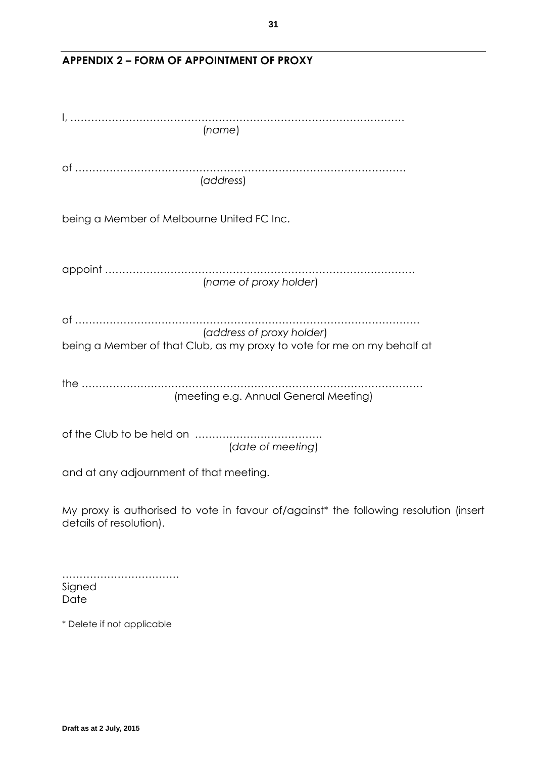## APPENDIX 2 – FORM OF APPOINTMENT OF PROXY

I, ………………………………………………………………………………………
(*name*)

of ………………………………………………………………………………………
(*address*)

being a Member of Melbourne United FC Inc.

appoint ………………………………………………………………………………
(*name of proxy holder*)

of …………………………………………………………………………………………
(*address of proxy holder*)
being a Member of that Club, as my proxy to vote for me on my behalf at

the ………………………………………………………………………………………
(meeting e.g. Annual General Meeting)

of the Club to be held on ………………………………
(*date of meeting*)

and at any adjournment of that meeting.

My proxy is authorised to vote in favour of/against* the following resolution (insert details of resolution).

……………………………
Signed
Date

\* Delete if not applicable

Draft as at 2 July, 2015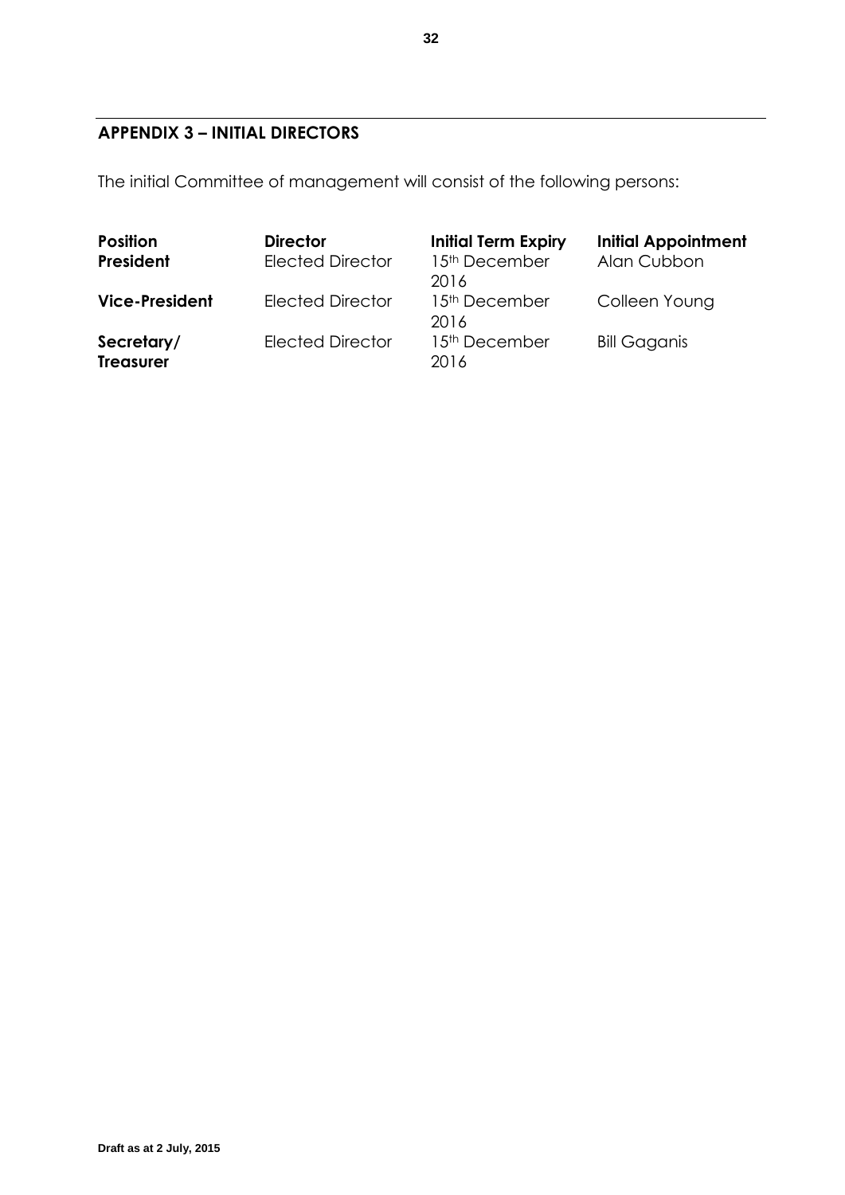## APPENDIX 3 – INITIAL DIRECTORS

The initial Committee of management will consist of the following persons:

| Position | Director | Initial Term Expiry | Initial Appointment |
|---|---|---|---|
| **President** | Elected Director | 15th December 2016 | Alan Cubbon |
| **Vice-President** | Elected Director | 15th December 2016 | Colleen Young |
| **Secretary/ Treasurer** | Elected Director | 15th December 2016 | Bill Gaganis |

Draft as at 2 July, 2015